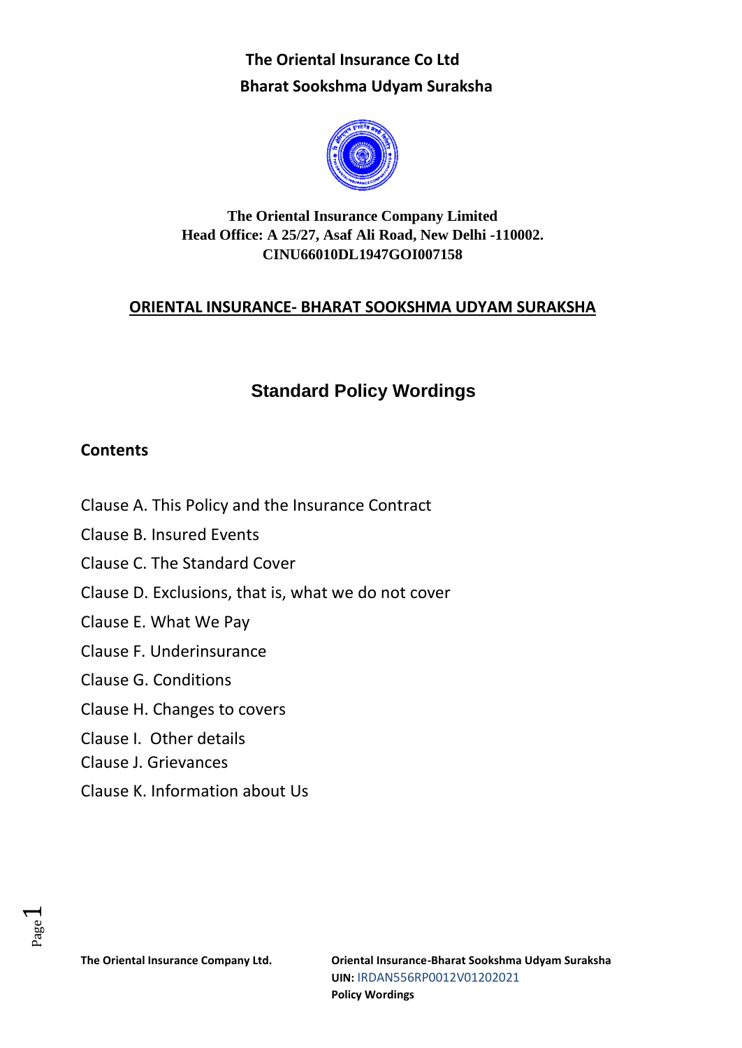**The Oriental Insurance Co Ltd**

**Bharat Sookshma Udyam Suraksha**

**The Oriental Insurance Company Limited**
**Head Office: A 25/27, Asaf Ali Road, New Delhi -110002.**
**CINU66010DL1947GOI007158**

## ORIENTAL INSURANCE- BHARAT SOOKSHMA UDYAM SURAKSHA

# Standard Policy Wordings

## Contents

Clause A. This Policy and the Insurance Contract

Clause B. Insured Events

Clause C. The Standard Cover

Clause D. Exclusions, that is, what we do not cover

Clause E. What We Pay

Clause F. Underinsurance

Clause G. Conditions

Clause H. Changes to covers

Clause I. Other details

Clause J. Grievances

Clause K. Information about Us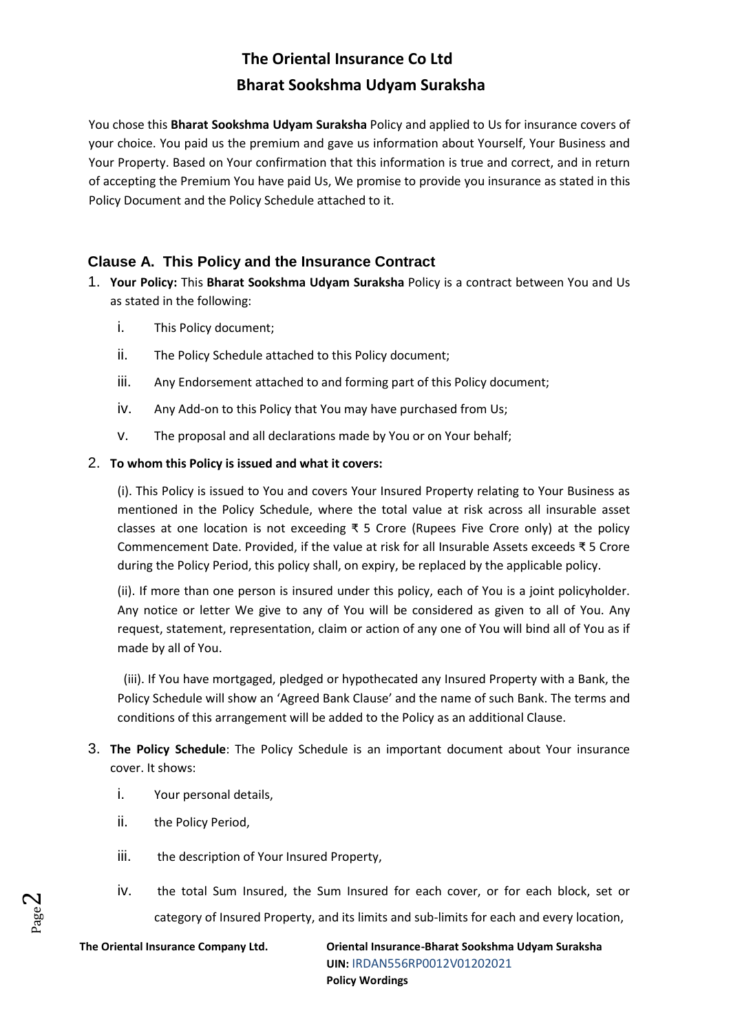# The Oriental Insurance Co Ltd

## Bharat Sookshma Udyam Suraksha

You chose this **Bharat Sookshma Udyam Suraksha** Policy and applied to Us for insurance covers of your choice. You paid us the premium and gave us information about Yourself, Your Business and Your Property. Based on Your confirmation that this information is true and correct, and in return of accepting the Premium You have paid Us, We promise to provide you insurance as stated in this Policy Document and the Policy Schedule attached to it.

## Clause A. This Policy and the Insurance Contract

1. **Your Policy:** This **Bharat Sookshma Udyam Suraksha** Policy is a contract between You and Us as stated in the following:
   i. This Policy document;
   ii. The Policy Schedule attached to this Policy document;
   iii. Any Endorsement attached to and forming part of this Policy document;
   iv. Any Add-on to this Policy that You may have purchased from Us;
   v. The proposal and all declarations made by You or on Your behalf;

2. **To whom this Policy is issued and what it covers:**

   (i). This Policy is issued to You and covers Your Insured Property relating to Your Business as mentioned in the Policy Schedule, where the total value at risk across all insurable asset classes at one location is not exceeding ₹ 5 Crore (Rupees Five Crore only) at the policy Commencement Date. Provided, if the value at risk for all Insurable Assets exceeds ₹ 5 Crore during the Policy Period, this policy shall, on expiry, be replaced by the applicable policy.

   (ii). If more than one person is insured under this policy, each of You is a joint policyholder. Any notice or letter We give to any of You will be considered as given to all of You. Any request, statement, representation, claim or action of any one of You will bind all of You as if made by all of You.

   (iii). If You have mortgaged, pledged or hypothecated any Insured Property with a Bank, the Policy Schedule will show an 'Agreed Bank Clause' and the name of such Bank. The terms and conditions of this arrangement will be added to the Policy as an additional Clause.

3. **The Policy Schedule**: The Policy Schedule is an important document about Your insurance cover. It shows:
   i. Your personal details,
   ii. the Policy Period,
   iii. the description of Your Insured Property,
   iv. the total Sum Insured, the Sum Insured for each cover, or for each block, set or category of Insured Property, and its limits and sub-limits for each and every location,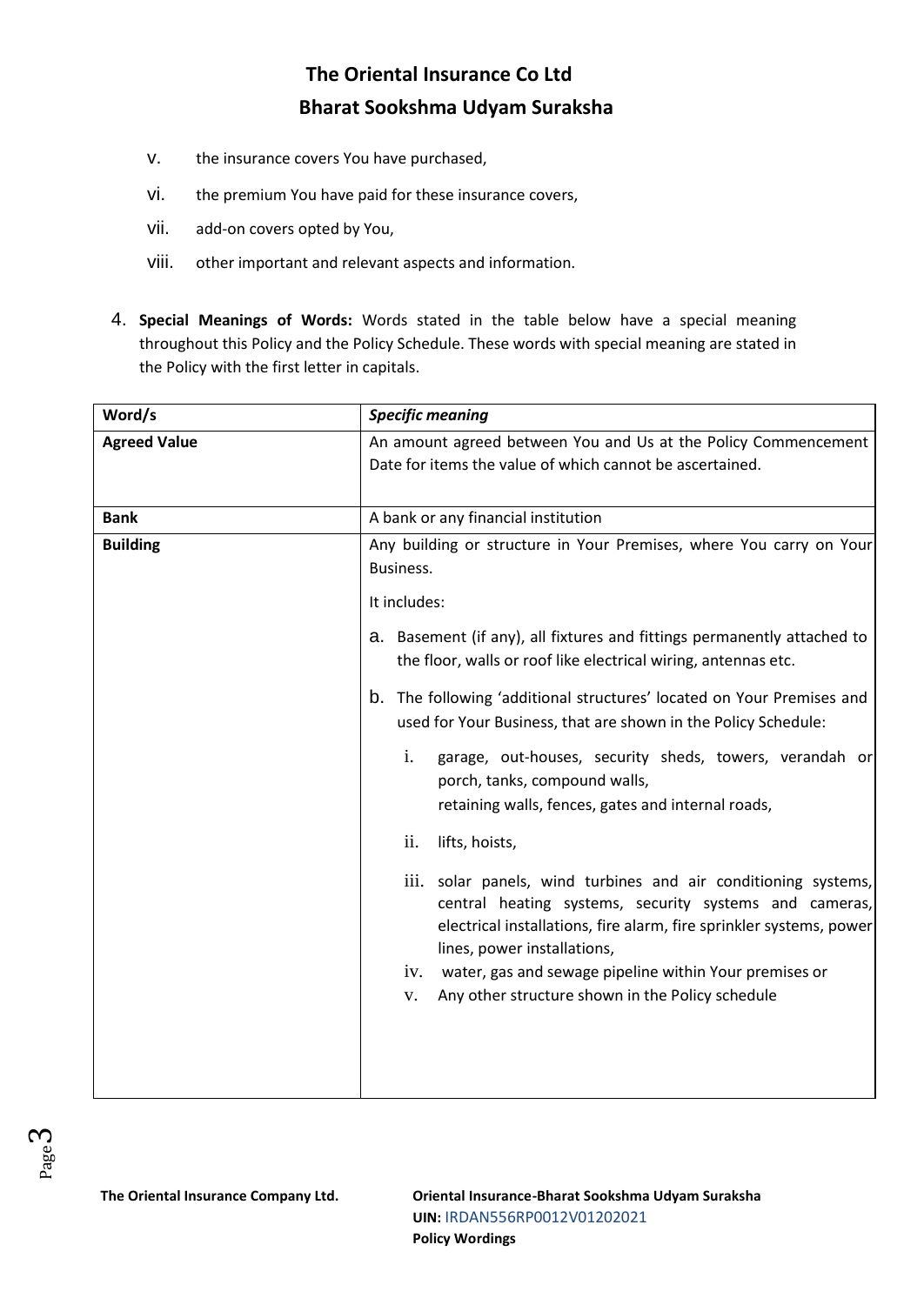v. the insurance covers You have purchased,

vi. the premium You have paid for these insurance covers,

vii. add-on covers opted by You,

viii. other important and relevant aspects and information.

4. **Special Meanings of Words:** Words stated in the table below have a special meaning throughout this Policy and the Policy Schedule. These words with special meaning are stated in the Policy with the first letter in capitals.

| Word/s | *Specific meaning* |
|---|---|
| **Agreed Value** | An amount agreed between You and Us at the Policy Commencement Date for items the value of which cannot be ascertained. |
| **Bank** | A bank or any financial institution |
| **Building** | Any building or structure in Your Premises, where You carry on Your Business.<br><br>It includes:<br><br>a. Basement (if any), all fixtures and fittings permanently attached to the floor, walls or roof like electrical wiring, antennas etc.<br><br>b. The following 'additional structures' located on Your Premises and used for Your Business, that are shown in the Policy Schedule:<br><br>i. garage, out-houses, security sheds, towers, verandah or porch, tanks, compound walls, retaining walls, fences, gates and internal roads,<br><br>ii. lifts, hoists,<br><br>iii. solar panels, wind turbines and air conditioning systems, central heating systems, security systems and cameras, electrical installations, fire alarm, fire sprinkler systems, power lines, power installations,<br><br>iv. water, gas and sewage pipeline within Your premises or<br><br>v. Any other structure shown in the Policy schedule |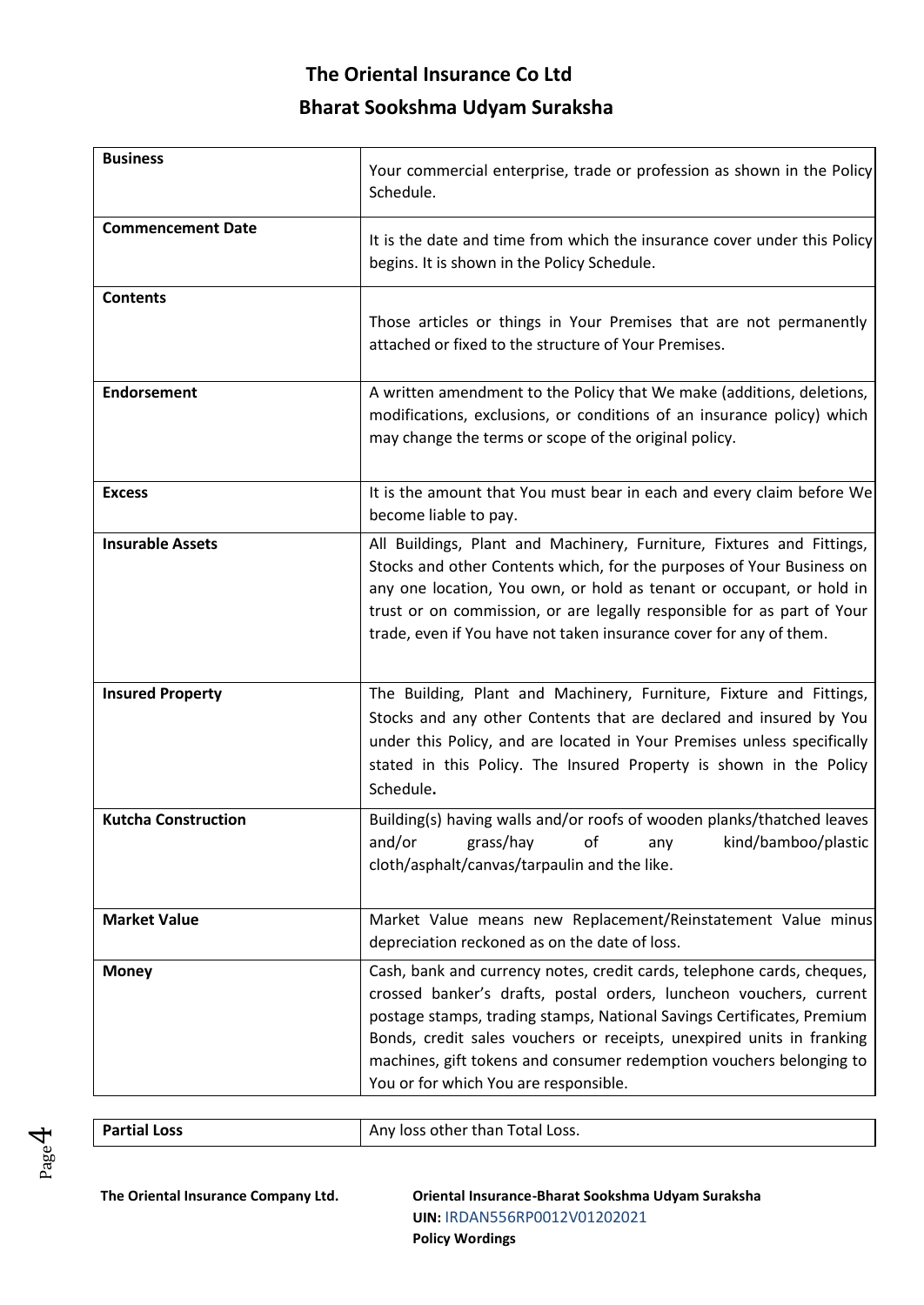| Business | Your commercial enterprise, trade or profession as shown in the Policy Schedule. |
| --- | --- |
| **Commencement Date** | It is the date and time from which the insurance cover under this Policy begins. It is shown in the Policy Schedule. |
| **Contents** | Those articles or things in Your Premises that are not permanently attached or fixed to the structure of Your Premises. |
| **Endorsement** | A written amendment to the Policy that We make (additions, deletions, modifications, exclusions, or conditions of an insurance policy) which may change the terms or scope of the original policy. |
| **Excess** | It is the amount that You must bear in each and every claim before We become liable to pay. |
| **Insurable Assets** | All Buildings, Plant and Machinery, Furniture, Fixtures and Fittings, Stocks and other Contents which, for the purposes of Your Business on any one location, You own, or hold as tenant or occupant, or hold in trust or on commission, or are legally responsible for as part of Your trade, even if You have not taken insurance cover for any of them. |
| **Insured Property** | The Building, Plant and Machinery, Furniture, Fixture and Fittings, Stocks and any other Contents that are declared and insured by You under this Policy, and are located in Your Premises unless specifically stated in this Policy. The Insured Property is shown in the Policy Schedule**.** |
| **Kutcha Construction** | Building(s) having walls and/or roofs of wooden planks/thatched leaves and/or grass/hay of any kind/bamboo/plastic cloth/asphalt/canvas/tarpaulin and the like. |
| **Market Value** | Market Value means new Replacement/Reinstatement Value minus depreciation reckoned as on the date of loss. |
| **Money** | Cash, bank and currency notes, credit cards, telephone cards, cheques, crossed banker's drafts, postal orders, luncheon vouchers, current postage stamps, trading stamps, National Savings Certificates, Premium Bonds, credit sales vouchers or receipts, unexpired units in franking machines, gift tokens and consumer redemption vouchers belonging to You or for which You are responsible. |
| **Partial Loss** | Any loss other than Total Loss. |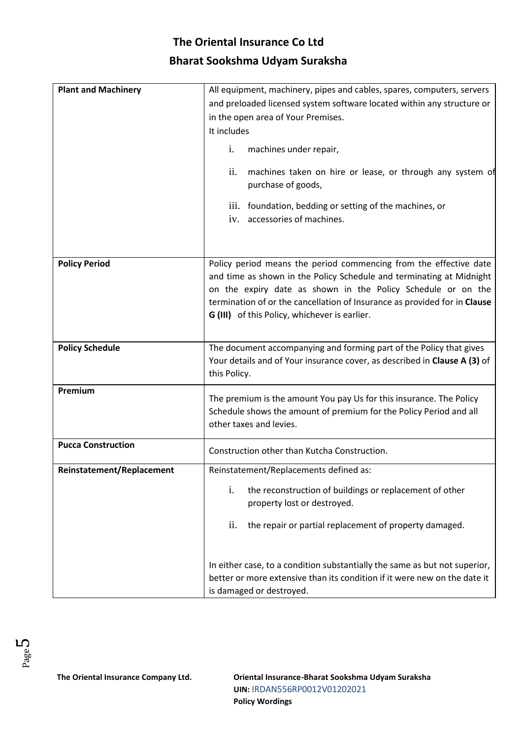| Plant and Machinery | All equipment, machinery, pipes and cables, spares, computers, servers and preloaded licensed system software located within any structure or in the open area of Your Premises.<br>It includes<br>i. machines under repair,<br>ii. machines taken on hire or lease, or through any system of purchase of goods,<br>iii. foundation, bedding or setting of the machines, or<br>iv. accessories of machines. |
|---|---|
| **Policy Period** | Policy period means the period commencing from the effective date and time as shown in the Policy Schedule and terminating at Midnight on the expiry date as shown in the Policy Schedule or on the termination of or the cancellation of Insurance as provided for in **Clause G (III)** of this Policy, whichever is earlier. |
| **Policy Schedule** | The document accompanying and forming part of the Policy that gives Your details and of Your insurance cover, as described in **Clause A (3)** of this Policy. |
| **Premium** | The premium is the amount You pay Us for this insurance. The Policy Schedule shows the amount of premium for the Policy Period and all other taxes and levies. |
| **Pucca Construction** | Construction other than Kutcha Construction. |
| **Reinstatement/Replacement** | Reinstatement/Replacements defined as:<br>i. the reconstruction of buildings or replacement of other property lost or destroyed.<br>ii. the repair or partial replacement of property damaged.<br><br>In either case, to a condition substantially the same as but not superior, better or more extensive than its condition if it were new on the date it is damaged or destroyed. |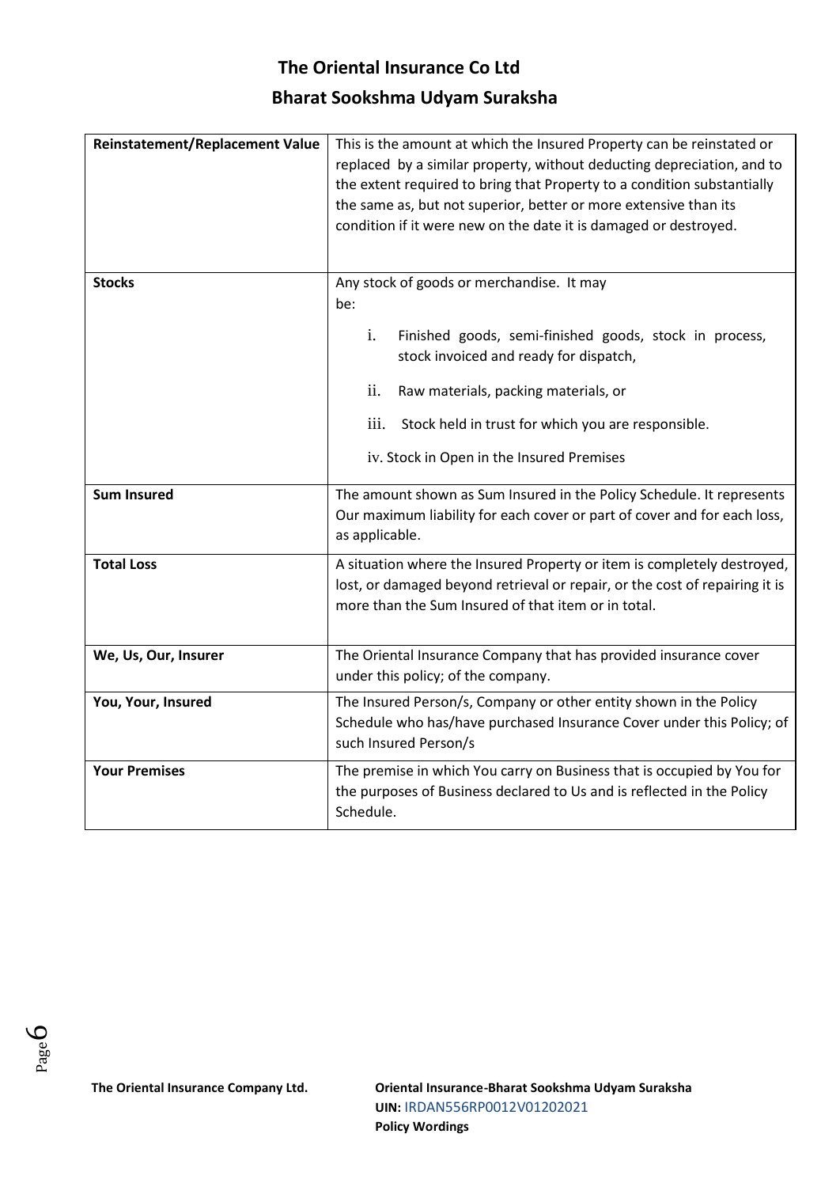| | |
|---|---|
| **Reinstatement/Replacement Value** | This is the amount at which the Insured Property can be reinstated or replaced by a similar property, without deducting depreciation, and to the extent required to bring that Property to a condition substantially the same as, but not superior, better or more extensive than its condition if it were new on the date it is damaged or destroyed. |
| **Stocks** | Any stock of goods or merchandise. It may be:<br>i. Finished goods, semi-finished goods, stock in process, stock invoiced and ready for dispatch,<br>ii. Raw materials, packing materials, or<br>iii. Stock held in trust for which you are responsible.<br>iv. Stock in Open in the Insured Premises |
| **Sum Insured** | The amount shown as Sum Insured in the Policy Schedule. It represents Our maximum liability for each cover or part of cover and for each loss, as applicable. |
| **Total Loss** | A situation where the Insured Property or item is completely destroyed, lost, or damaged beyond retrieval or repair, or the cost of repairing it is more than the Sum Insured of that item or in total. |
| **We, Us, Our, Insurer** | The Oriental Insurance Company that has provided insurance cover under this policy; of the company. |
| **You, Your, Insured** | The Insured Person/s, Company or other entity shown in the Policy Schedule who has/have purchased Insurance Cover under this Policy; of such Insured Person/s |
| **Your Premises** | The premise in which You carry on Business that is occupied by You for the purposes of Business declared to Us and is reflected in the Policy Schedule. |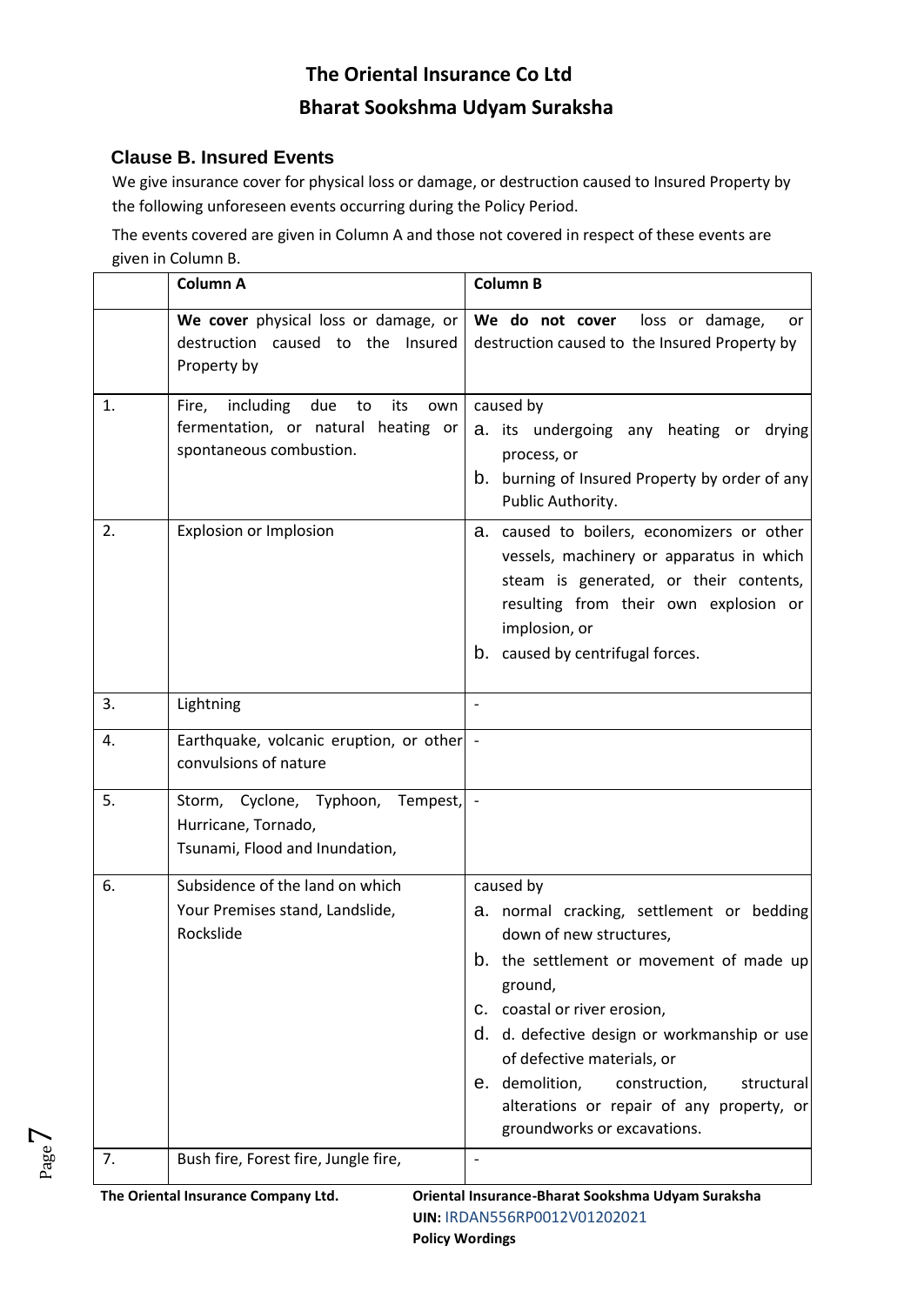# The Oriental Insurance Co Ltd

## Bharat Sookshma Udyam Suraksha

### Clause B. Insured Events

We give insurance cover for physical loss or damage, or destruction caused to Insured Property by the following unforeseen events occurring during the Policy Period.

The events covered are given in Column A and those not covered in respect of these events are given in Column B.

| | Column A | Column B |
|---|---|---|
| | **We cover** physical loss or damage, or destruction caused to the Insured Property by | **We do not cover** loss or damage, or destruction caused to the Insured Property by |
| 1. | Fire, including due to its own fermentation, or natural heating or spontaneous combustion. | caused by<br>a. its undergoing any heating or drying process, or<br>b. burning of Insured Property by order of any Public Authority. |
| 2. | Explosion or Implosion | a. caused to boilers, economizers or other vessels, machinery or apparatus in which steam is generated, or their contents, resulting from their own explosion or implosion, or<br>b. caused by centrifugal forces. |
| 3. | Lightning | - |
| 4. | Earthquake, volcanic eruption, or other convulsions of nature | - |
| 5. | Storm, Cyclone, Typhoon, Tempest, Hurricane, Tornado, Tsunami, Flood and Inundation, | - |
| 6. | Subsidence of the land on which Your Premises stand, Landslide, Rockslide | caused by<br>a. normal cracking, settlement or bedding down of new structures,<br>b. the settlement or movement of made up ground,<br>c. coastal or river erosion,<br>d. d. defective design or workmanship or use of defective materials, or<br>e. demolition, construction, structural alterations or repair of any property, or groundworks or excavations. |
| 7. | Bush fire, Forest fire, Jungle fire, | - |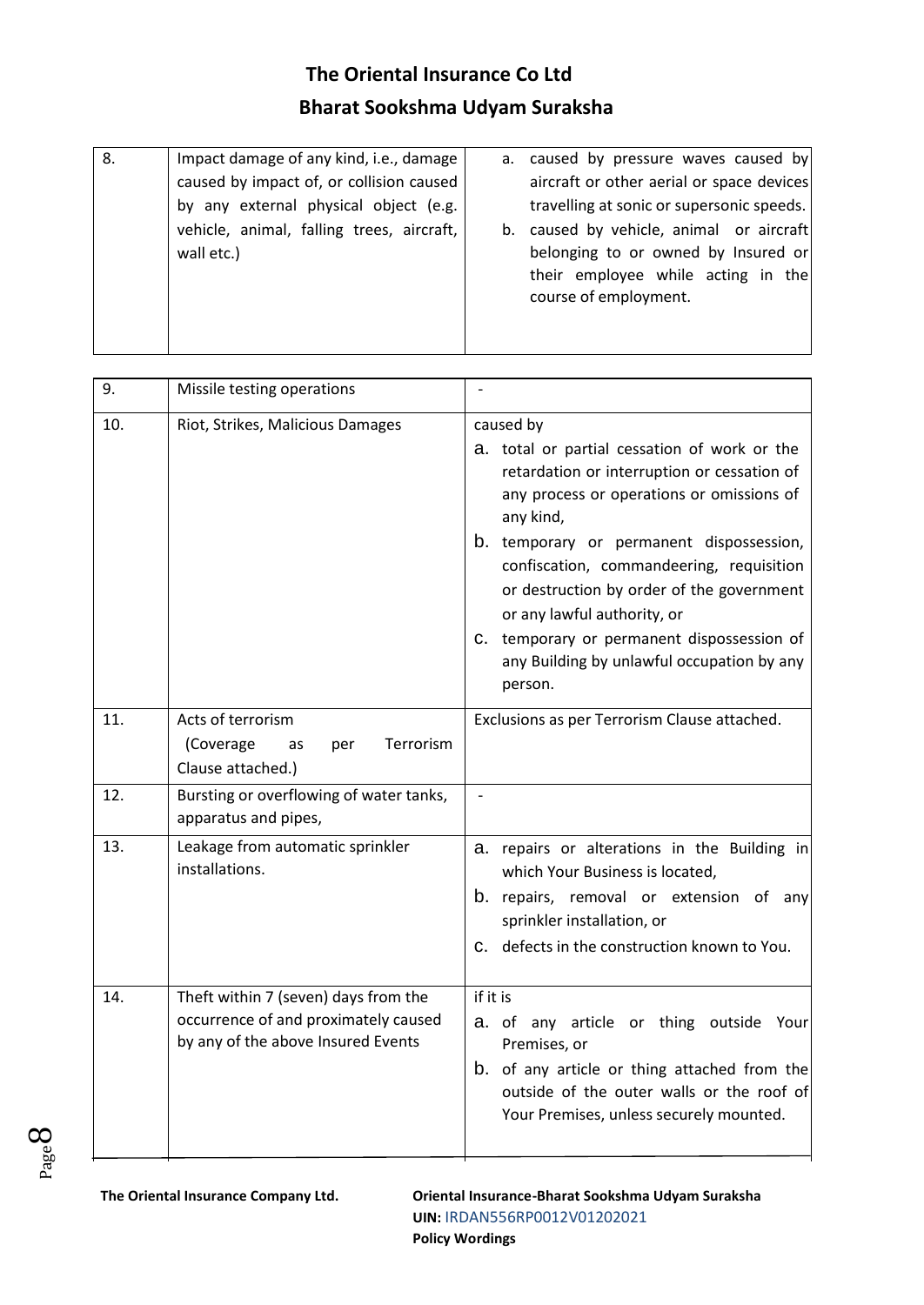| 8. | Impact damage of any kind, i.e., damage caused by impact of, or collision caused by any external physical object (e.g. vehicle, animal, falling trees, aircraft, wall etc.) | a. caused by pressure waves caused by aircraft or other aerial or space devices travelling at sonic or supersonic speeds.<br>b. caused by vehicle, animal or aircraft belonging to or owned by Insured or their employee while acting in the course of employment. |
|---|---|---|
| 9. | Missile testing operations | - |
| 10. | Riot, Strikes, Malicious Damages | caused by<br>a. total or partial cessation of work or the retardation or interruption or cessation of any process or operations or omissions of any kind,<br>b. temporary or permanent dispossession, confiscation, commandeering, requisition or destruction by order of the government or any lawful authority, or<br>c. temporary or permanent dispossession of any Building by unlawful occupation by any person. |
| 11. | Acts of terrorism<br>(Coverage as per Terrorism Clause attached.) | Exclusions as per Terrorism Clause attached. |
| 12. | Bursting or overflowing of water tanks, apparatus and pipes, | - |
| 13. | Leakage from automatic sprinkler installations. | a. repairs or alterations in the Building in which Your Business is located,<br>b. repairs, removal or extension of any sprinkler installation, or<br>c. defects in the construction known to You. |
| 14. | Theft within 7 (seven) days from the occurrence of and proximately caused by any of the above Insured Events | if it is<br>a. of any article or thing outside Your Premises, or<br>b. of any article or thing attached from the outside of the outer walls or the roof of Your Premises, unless securely mounted. |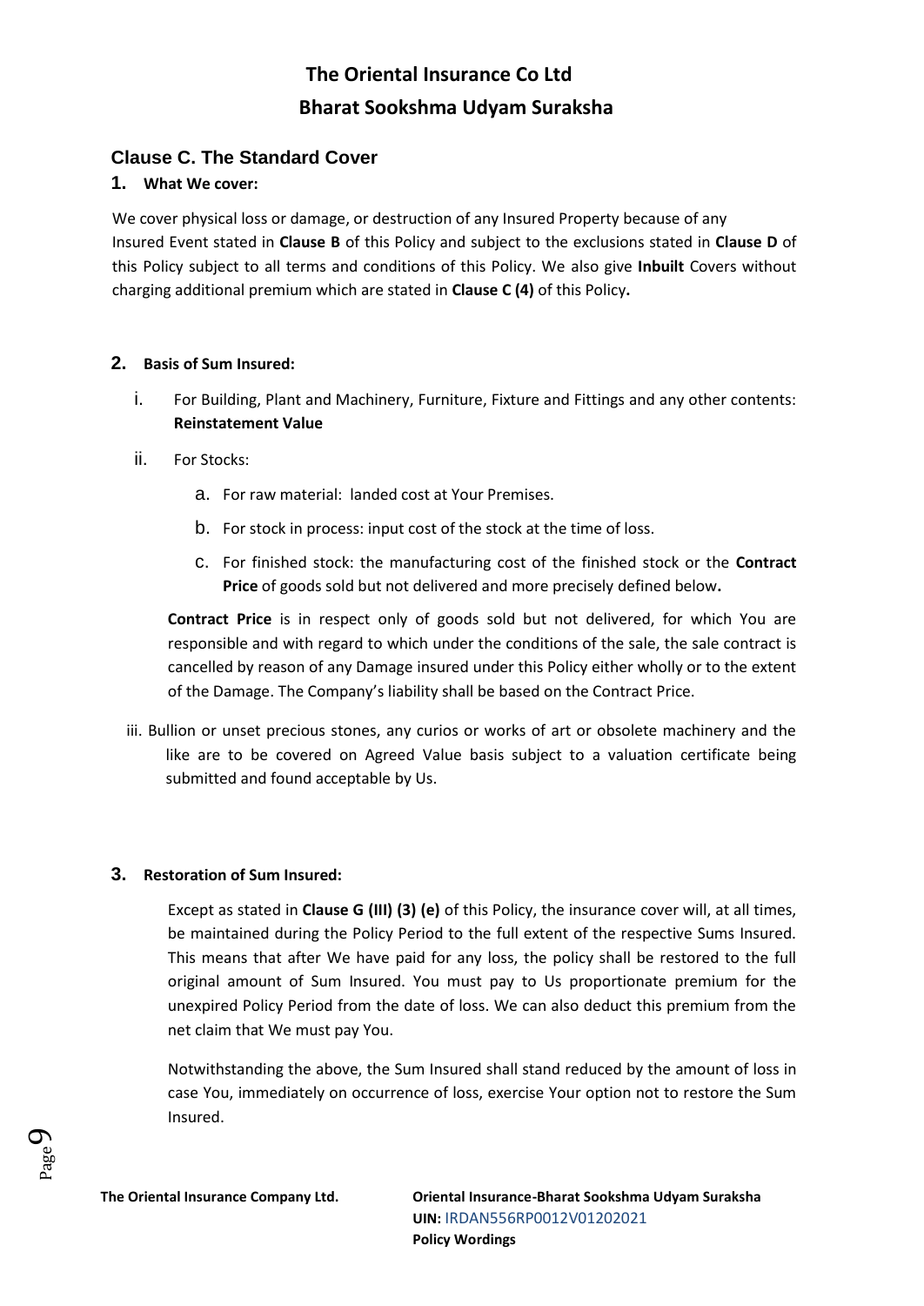## Clause C. The Standard Cover

### 1. What We cover:

We cover physical loss or damage, or destruction of any Insured Property because of any Insured Event stated in **Clause B** of this Policy and subject to the exclusions stated in **Clause D** of this Policy subject to all terms and conditions of this Policy. We also give **Inbuilt** Covers without charging additional premium which are stated in **Clause C (4)** of this Policy**.**

### 2. Basis of Sum Insured:

i. For Building, Plant and Machinery, Furniture, Fixture and Fittings and any other contents: **Reinstatement Value**

ii. For Stocks:

   a. For raw material: landed cost at Your Premises.

   b. For stock in process: input cost of the stock at the time of loss.

   c. For finished stock: the manufacturing cost of the finished stock or the **Contract Price** of goods sold but not delivered and more precisely defined below**.**

   **Contract Price** is in respect only of goods sold but not delivered, for which You are responsible and with regard to which under the conditions of the sale, the sale contract is cancelled by reason of any Damage insured under this Policy either wholly or to the extent of the Damage. The Company's liability shall be based on the Contract Price.

iii. Bullion or unset precious stones, any curios or works of art or obsolete machinery and the like are to be covered on Agreed Value basis subject to a valuation certificate being submitted and found acceptable by Us.

### 3. Restoration of Sum Insured:

Except as stated in **Clause G (III) (3) (e)** of this Policy, the insurance cover will, at all times, be maintained during the Policy Period to the full extent of the respective Sums Insured. This means that after We have paid for any loss, the policy shall be restored to the full original amount of Sum Insured. You must pay to Us proportionate premium for the unexpired Policy Period from the date of loss. We can also deduct this premium from the net claim that We must pay You.

Notwithstanding the above, the Sum Insured shall stand reduced by the amount of loss in case You, immediately on occurrence of loss, exercise Your option not to restore the Sum Insured.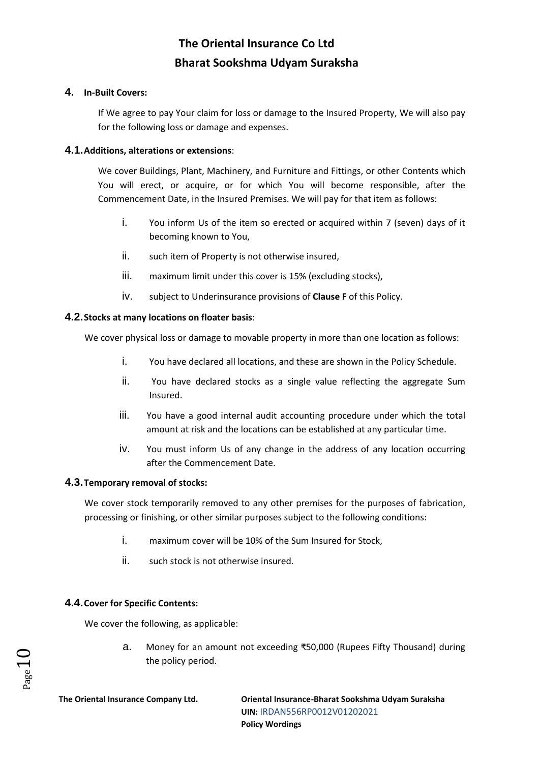## 4. In-Built Covers:

If We agree to pay Your claim for loss or damage to the Insured Property, We will also pay for the following loss or damage and expenses.

### 4.1. Additions, alterations or extensions:

We cover Buildings, Plant, Machinery, and Furniture and Fittings, or other Contents which You will erect, or acquire, or for which You will become responsible, after the Commencement Date, in the Insured Premises. We will pay for that item as follows:

i. You inform Us of the item so erected or acquired within 7 (seven) days of it becoming known to You,

ii. such item of Property is not otherwise insured,

iii. maximum limit under this cover is 15% (excluding stocks),

iv. subject to Underinsurance provisions of **Clause F** of this Policy.

### 4.2. Stocks at many locations on floater basis:

We cover physical loss or damage to movable property in more than one location as follows:

i. You have declared all locations, and these are shown in the Policy Schedule.

ii. You have declared stocks as a single value reflecting the aggregate Sum Insured.

iii. You have a good internal audit accounting procedure under which the total amount at risk and the locations can be established at any particular time.

iv. You must inform Us of any change in the address of any location occurring after the Commencement Date.

### 4.3. Temporary removal of stocks:

We cover stock temporarily removed to any other premises for the purposes of fabrication, processing or finishing, or other similar purposes subject to the following conditions:

i. maximum cover will be 10% of the Sum Insured for Stock,

ii. such stock is not otherwise insured.

### 4.4. Cover for Specific Contents:

We cover the following, as applicable:

a. Money for an amount not exceeding ₹50,000 (Rupees Fifty Thousand) during the policy period.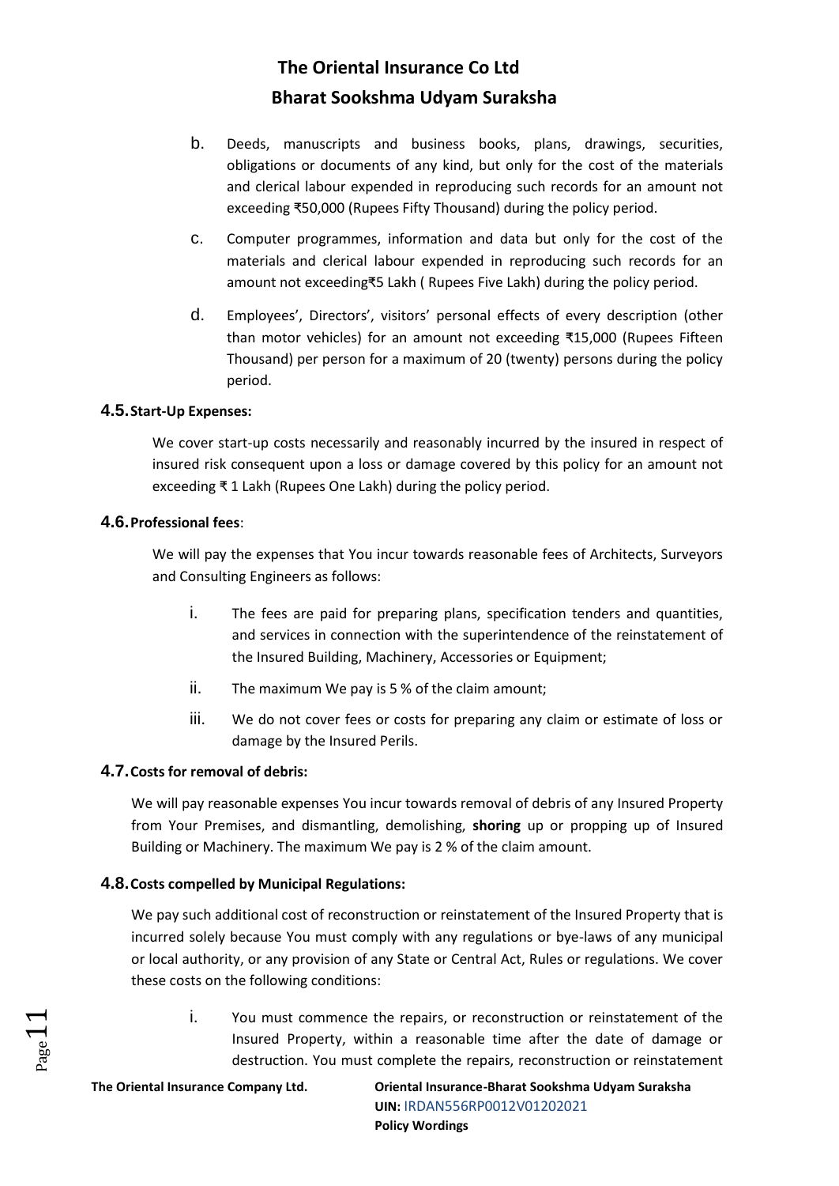b. Deeds, manuscripts and business books, plans, drawings, securities, obligations or documents of any kind, but only for the cost of the materials and clerical labour expended in reproducing such records for an amount not exceeding ₹50,000 (Rupees Fifty Thousand) during the policy period.

c. Computer programmes, information and data but only for the cost of the materials and clerical labour expended in reproducing such records for an amount not exceeding₹5 Lakh ( Rupees Five Lakh) during the policy period.

d. Employees', Directors', visitors' personal effects of every description (other than motor vehicles) for an amount not exceeding ₹15,000 (Rupees Fifteen Thousand) per person for a maximum of 20 (twenty) persons during the policy period.

### 4.5. Start-Up Expenses:

We cover start-up costs necessarily and reasonably incurred by the insured in respect of insured risk consequent upon a loss or damage covered by this policy for an amount not exceeding ₹ 1 Lakh (Rupees One Lakh) during the policy period.

### 4.6. Professional fees:

We will pay the expenses that You incur towards reasonable fees of Architects, Surveyors and Consulting Engineers as follows:

i. The fees are paid for preparing plans, specification tenders and quantities, and services in connection with the superintendence of the reinstatement of the Insured Building, Machinery, Accessories or Equipment;

ii. The maximum We pay is 5 % of the claim amount;

iii. We do not cover fees or costs for preparing any claim or estimate of loss or damage by the Insured Perils.

### 4.7. Costs for removal of debris:

We will pay reasonable expenses You incur towards removal of debris of any Insured Property from Your Premises, and dismantling, demolishing, **shoring** up or propping up of Insured Building or Machinery. The maximum We pay is 2 % of the claim amount.

### 4.8. Costs compelled by Municipal Regulations:

We pay such additional cost of reconstruction or reinstatement of the Insured Property that is incurred solely because You must comply with any regulations or bye-laws of any municipal or local authority, or any provision of any State or Central Act, Rules or regulations. We cover these costs on the following conditions:

i. You must commence the repairs, or reconstruction or reinstatement of the Insured Property, within a reasonable time after the date of damage or destruction. You must complete the repairs, reconstruction or reinstatement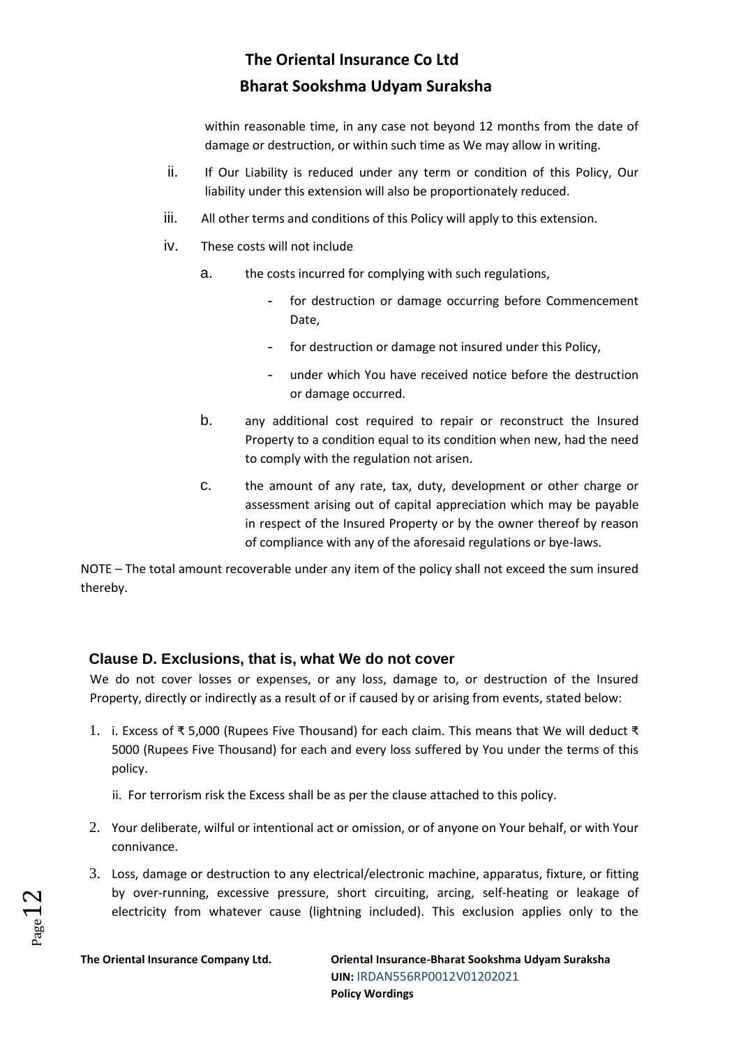within reasonable time, in any case not beyond 12 months from the date of damage or destruction, or within such time as We may allow in writing.

ii. If Our Liability is reduced under any term or condition of this Policy, Our liability under this extension will also be proportionately reduced.

iii. All other terms and conditions of this Policy will apply to this extension.

iv. These costs will not include

   a. the costs incurred for complying with such regulations,

      - for destruction or damage occurring before Commencement Date,
      - for destruction or damage not insured under this Policy,
      - under which You have received notice before the destruction or damage occurred.

   b. any additional cost required to repair or reconstruct the Insured Property to a condition equal to its condition when new, had the need to comply with the regulation not arisen.

   c. the amount of any rate, tax, duty, development or other charge or assessment arising out of capital appreciation which may be payable in respect of the Insured Property or by the owner thereof by reason of compliance with any of the aforesaid regulations or bye-laws.

NOTE – The total amount recoverable under any item of the policy shall not exceed the sum insured thereby.

## Clause D. Exclusions, that is, what We do not cover

We do not cover losses or expenses, or any loss, damage to, or destruction of the Insured Property, directly or indirectly as a result of or if caused by or arising from events, stated below:

1. i. Excess of ₹ 5,000 (Rupees Five Thousand) for each claim. This means that We will deduct ₹ 5000 (Rupees Five Thousand) for each and every loss suffered by You under the terms of this policy.

   ii. For terrorism risk the Excess shall be as per the clause attached to this policy.

2. Your deliberate, wilful or intentional act or omission, or of anyone on Your behalf, or with Your connivance.

3. Loss, damage or destruction to any electrical/electronic machine, apparatus, fixture, or fitting by over-running, excessive pressure, short circuiting, arcing, self-heating or leakage of electricity from whatever cause (lightning included). This exclusion applies only to the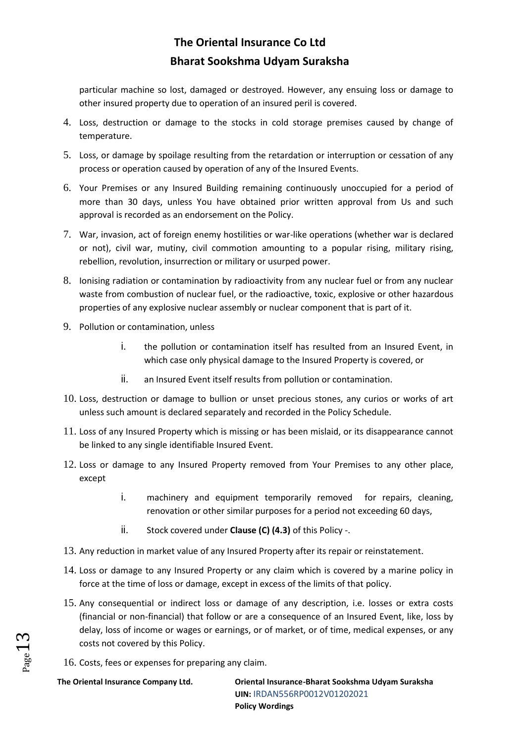particular machine so lost, damaged or destroyed. However, any ensuing loss or damage to other insured property due to operation of an insured peril is covered.

4. Loss, destruction or damage to the stocks in cold storage premises caused by change of temperature.
5. Loss, or damage by spoilage resulting from the retardation or interruption or cessation of any process or operation caused by operation of any of the Insured Events.
6. Your Premises or any Insured Building remaining continuously unoccupied for a period of more than 30 days, unless You have obtained prior written approval from Us and such approval is recorded as an endorsement on the Policy.
7. War, invasion, act of foreign enemy hostilities or war-like operations (whether war is declared or not), civil war, mutiny, civil commotion amounting to a popular rising, military rising, rebellion, revolution, insurrection or military or usurped power.
8. Ionising radiation or contamination by radioactivity from any nuclear fuel or from any nuclear waste from combustion of nuclear fuel, or the radioactive, toxic, explosive or other hazardous properties of any explosive nuclear assembly or nuclear component that is part of it.
9. Pollution or contamination, unless
   i. the pollution or contamination itself has resulted from an Insured Event, in which case only physical damage to the Insured Property is covered, or
   ii. an Insured Event itself results from pollution or contamination.
10. Loss, destruction or damage to bullion or unset precious stones, any curios or works of art unless such amount is declared separately and recorded in the Policy Schedule.
11. Loss of any Insured Property which is missing or has been mislaid, or its disappearance cannot be linked to any single identifiable Insured Event.
12. Loss or damage to any Insured Property removed from Your Premises to any other place, except
    i. machinery and equipment temporarily removed for repairs, cleaning, renovation or other similar purposes for a period not exceeding 60 days,
    ii. Stock covered under **Clause (C) (4.3)** of this Policy -.
13. Any reduction in market value of any Insured Property after its repair or reinstatement.
14. Loss or damage to any Insured Property or any claim which is covered by a marine policy in force at the time of loss or damage, except in excess of the limits of that policy.
15. Any consequential or indirect loss or damage of any description, i.e. losses or extra costs (financial or non-financial) that follow or are a consequence of an Insured Event, like, loss by delay, loss of income or wages or earnings, or of market, or of time, medical expenses, or any costs not covered by this Policy.
16. Costs, fees or expenses for preparing any claim.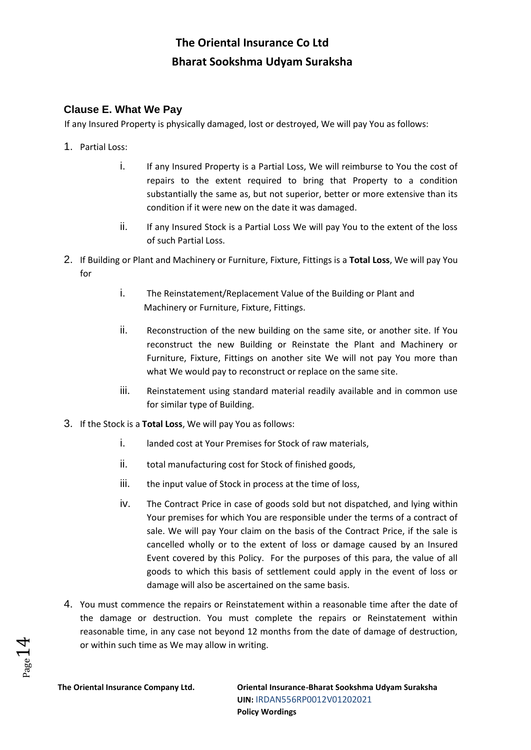## Clause E. What We Pay

If any Insured Property is physically damaged, lost or destroyed, We will pay You as follows:

1. Partial Loss:
   - i. If any Insured Property is a Partial Loss, We will reimburse to You the cost of repairs to the extent required to bring that Property to a condition substantially the same as, but not superior, better or more extensive than its condition if it were new on the date it was damaged.
   - ii. If any Insured Stock is a Partial Loss We will pay You to the extent of the loss of such Partial Loss.
2. If Building or Plant and Machinery or Furniture, Fixture, Fittings is a **Total Loss**, We will pay You for
   - i. The Reinstatement/Replacement Value of the Building or Plant and Machinery or Furniture, Fixture, Fittings.
   - ii. Reconstruction of the new building on the same site, or another site. If You reconstruct the new Building or Reinstate the Plant and Machinery or Furniture, Fixture, Fittings on another site We will not pay You more than what We would pay to reconstruct or replace on the same site.
   - iii. Reinstatement using standard material readily available and in common use for similar type of Building.
3. If the Stock is a **Total Loss**, We will pay You as follows:
   - i. landed cost at Your Premises for Stock of raw materials,
   - ii. total manufacturing cost for Stock of finished goods,
   - iii. the input value of Stock in process at the time of loss,
   - iv. The Contract Price in case of goods sold but not dispatched, and lying within Your premises for which You are responsible under the terms of a contract of sale. We will pay Your claim on the basis of the Contract Price, if the sale is cancelled wholly or to the extent of loss or damage caused by an Insured Event covered by this Policy. For the purposes of this para, the value of all goods to which this basis of settlement could apply in the event of loss or damage will also be ascertained on the same basis.
4. You must commence the repairs or Reinstatement within a reasonable time after the date of the damage or destruction. You must complete the repairs or Reinstatement within reasonable time, in any case not beyond 12 months from the date of damage of destruction, or within such time as We may allow in writing.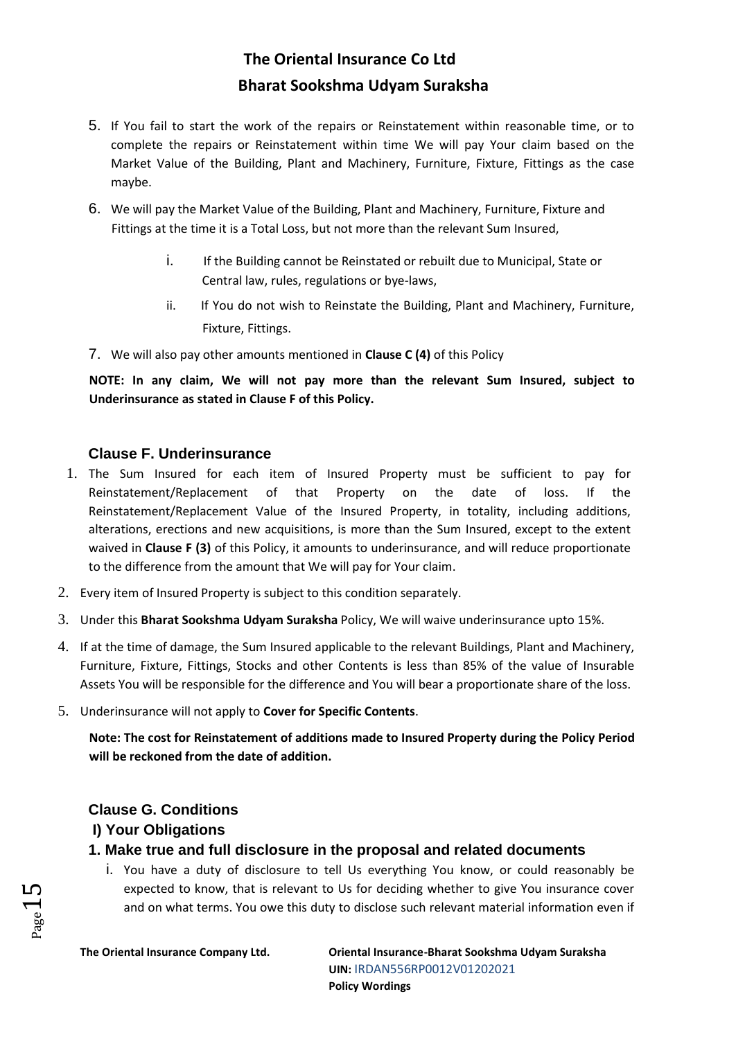5. If You fail to start the work of the repairs or Reinstatement within reasonable time, or to complete the repairs or Reinstatement within time We will pay Your claim based on the Market Value of the Building, Plant and Machinery, Furniture, Fixture, Fittings as the case maybe.
6. We will pay the Market Value of the Building, Plant and Machinery, Furniture, Fixture and Fittings at the time it is a Total Loss, but not more than the relevant Sum Insured,
   i. If the Building cannot be Reinstated or rebuilt due to Municipal, State or Central law, rules, regulations or bye-laws,
   ii. If You do not wish to Reinstate the Building, Plant and Machinery, Furniture, Fixture, Fittings.
7. We will also pay other amounts mentioned in **Clause C (4)** of this Policy

**NOTE: In any claim, We will not pay more than the relevant Sum Insured, subject to Underinsurance as stated in Clause F of this Policy.**

## Clause F. Underinsurance

1. The Sum Insured for each item of Insured Property must be sufficient to pay for Reinstatement/Replacement of that Property on the date of loss. If the Reinstatement/Replacement Value of the Insured Property, in totality, including additions, alterations, erections and new acquisitions, is more than the Sum Insured, except to the extent waived in **Clause F (3)** of this Policy, it amounts to underinsurance, and will reduce proportionate to the difference from the amount that We will pay for Your claim.
2. Every item of Insured Property is subject to this condition separately.
3. Under this **Bharat Sookshma Udyam Suraksha** Policy, We will waive underinsurance upto 15%.
4. If at the time of damage, the Sum Insured applicable to the relevant Buildings, Plant and Machinery, Furniture, Fixture, Fittings, Stocks and other Contents is less than 85% of the value of Insurable Assets You will be responsible for the difference and You will bear a proportionate share of the loss.
5. Underinsurance will not apply to **Cover for Specific Contents**.

**Note: The cost for Reinstatement of additions made to Insured Property during the Policy Period will be reckoned from the date of addition.**

## Clause G. Conditions

### I) Your Obligations

### 1. Make true and full disclosure in the proposal and related documents

i. You have a duty of disclosure to tell Us everything You know, or could reasonably be expected to know, that is relevant to Us for deciding whether to give You insurance cover and on what terms. You owe this duty to disclose such relevant material information even if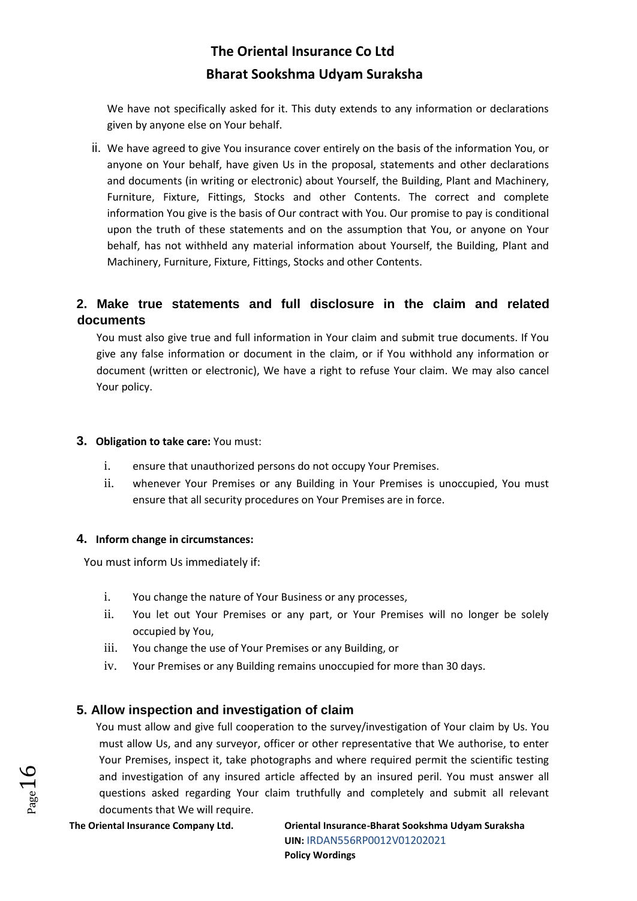We have not specifically asked for it. This duty extends to any information or declarations given by anyone else on Your behalf.

ii. We have agreed to give You insurance cover entirely on the basis of the information You, or anyone on Your behalf, have given Us in the proposal, statements and other declarations and documents (in writing or electronic) about Yourself, the Building, Plant and Machinery, Furniture, Fixture, Fittings, Stocks and other Contents. The correct and complete information You give is the basis of Our contract with You. Our promise to pay is conditional upon the truth of these statements and on the assumption that You, or anyone on Your behalf, has not withheld any material information about Yourself, the Building, Plant and Machinery, Furniture, Fixture, Fittings, Stocks and other Contents.

## 2. Make true statements and full disclosure in the claim and related documents

You must also give true and full information in Your claim and submit true documents. If You give any false information or document in the claim, or if You withhold any information or document (written or electronic), We have a right to refuse Your claim. We may also cancel Your policy.

**3. Obligation to take care:** You must:

i. ensure that unauthorized persons do not occupy Your Premises.

ii. whenever Your Premises or any Building in Your Premises is unoccupied, You must ensure that all security procedures on Your Premises are in force.

**4. Inform change in circumstances:**

You must inform Us immediately if:

i. You change the nature of Your Business or any processes,

ii. You let out Your Premises or any part, or Your Premises will no longer be solely occupied by You,

iii. You change the use of Your Premises or any Building, or

iv. Your Premises or any Building remains unoccupied for more than 30 days.

## 5. Allow inspection and investigation of claim

You must allow and give full cooperation to the survey/investigation of Your claim by Us. You must allow Us, and any surveyor, officer or other representative that We authorise, to enter Your Premises, inspect it, take photographs and where required permit the scientific testing and investigation of any insured article affected by an insured peril. You must answer all questions asked regarding Your claim truthfully and completely and submit all relevant documents that We will require.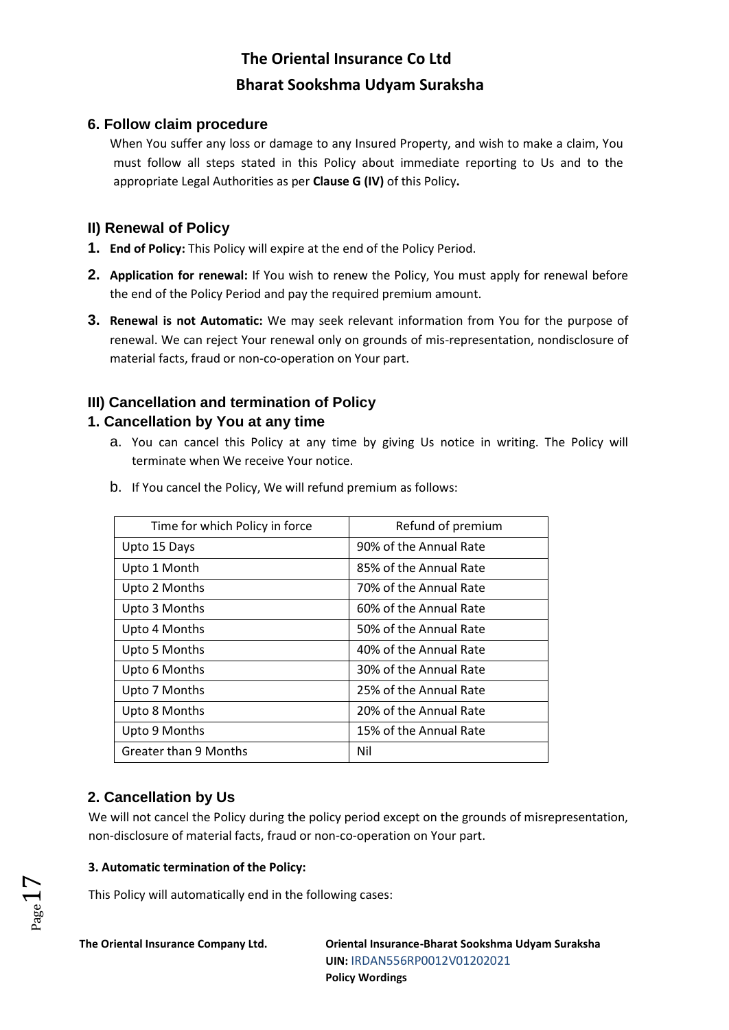### 6. Follow claim procedure

When You suffer any loss or damage to any Insured Property, and wish to make a claim, You must follow all steps stated in this Policy about immediate reporting to Us and to the appropriate Legal Authorities as per **Clause G (IV)** of this Policy**.**

## II) Renewal of Policy

1. **End of Policy:** This Policy will expire at the end of the Policy Period.
2. **Application for renewal:** If You wish to renew the Policy, You must apply for renewal before the end of the Policy Period and pay the required premium amount.
3. **Renewal is not Automatic:** We may seek relevant information from You for the purpose of renewal. We can reject Your renewal only on grounds of mis-representation, nondisclosure of material facts, fraud or non-co-operation on Your part.

## III) Cancellation and termination of Policy

### 1. Cancellation by You at any time

a. You can cancel this Policy at any time by giving Us notice in writing. The Policy will terminate when We receive Your notice.

b. If You cancel the Policy, We will refund premium as follows:

| Time for which Policy in force | Refund of premium |
|---|---|
| Upto 15 Days | 90% of the Annual Rate |
| Upto 1 Month | 85% of the Annual Rate |
| Upto 2 Months | 70% of the Annual Rate |
| Upto 3 Months | 60% of the Annual Rate |
| Upto 4 Months | 50% of the Annual Rate |
| Upto 5 Months | 40% of the Annual Rate |
| Upto 6 Months | 30% of the Annual Rate |
| Upto 7 Months | 25% of the Annual Rate |
| Upto 8 Months | 20% of the Annual Rate |
| Upto 9 Months | 15% of the Annual Rate |
| Greater than 9 Months | Nil |

### 2. Cancellation by Us

We will not cancel the Policy during the policy period except on the grounds of misrepresentation, non-disclosure of material facts, fraud or non-co-operation on Your part.

**3. Automatic termination of the Policy:**

This Policy will automatically end in the following cases: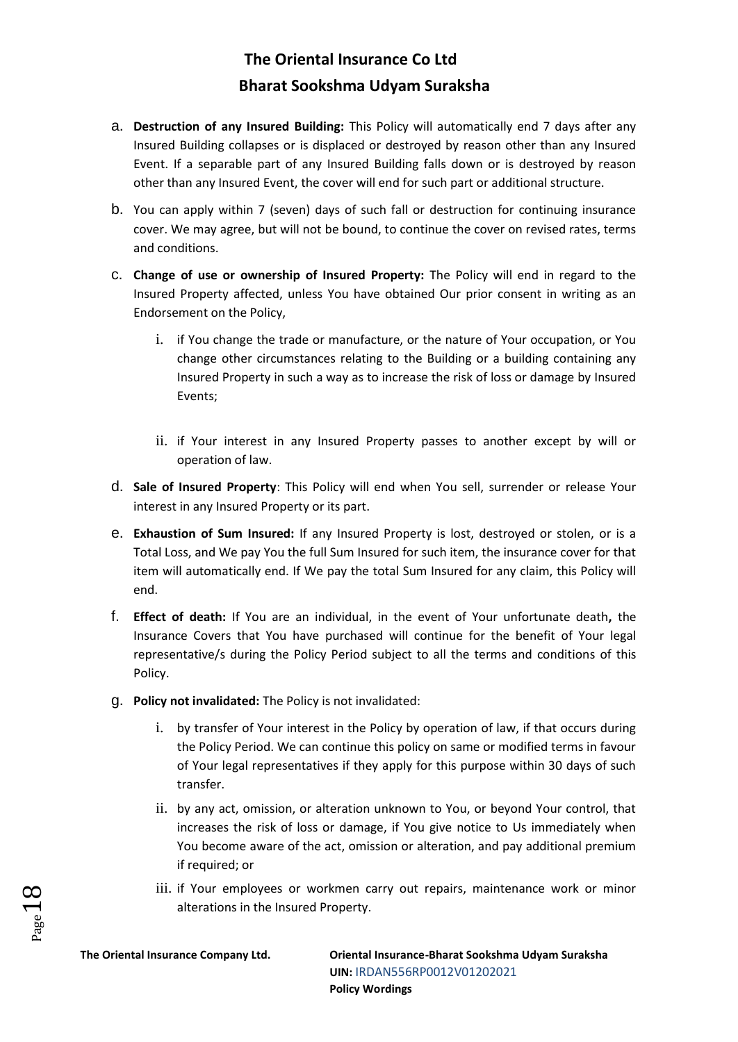a. **Destruction of any Insured Building:** This Policy will automatically end 7 days after any Insured Building collapses or is displaced or destroyed by reason other than any Insured Event. If a separable part of any Insured Building falls down or is destroyed by reason other than any Insured Event, the cover will end for such part or additional structure.

b. You can apply within 7 (seven) days of such fall or destruction for continuing insurance cover. We may agree, but will not be bound, to continue the cover on revised rates, terms and conditions.

c. **Change of use or ownership of Insured Property:** The Policy will end in regard to the Insured Property affected, unless You have obtained Our prior consent in writing as an Endorsement on the Policy,

   i. if You change the trade or manufacture, or the nature of Your occupation, or You change other circumstances relating to the Building or a building containing any Insured Property in such a way as to increase the risk of loss or damage by Insured Events;

   ii. if Your interest in any Insured Property passes to another except by will or operation of law.

d. **Sale of Insured Property**: This Policy will end when You sell, surrender or release Your interest in any Insured Property or its part.

e. **Exhaustion of Sum Insured:** If any Insured Property is lost, destroyed or stolen, or is a Total Loss, and We pay You the full Sum Insured for such item, the insurance cover for that item will automatically end. If We pay the total Sum Insured for any claim, this Policy will end.

f. **Effect of death:** If You are an individual, in the event of Your unfortunate death**,** the Insurance Covers that You have purchased will continue for the benefit of Your legal representative/s during the Policy Period subject to all the terms and conditions of this Policy.

g. **Policy not invalidated:** The Policy is not invalidated:

   i. by transfer of Your interest in the Policy by operation of law, if that occurs during the Policy Period. We can continue this policy on same or modified terms in favour of Your legal representatives if they apply for this purpose within 30 days of such transfer.

   ii. by any act, omission, or alteration unknown to You, or beyond Your control, that increases the risk of loss or damage, if You give notice to Us immediately when You become aware of the act, omission or alteration, and pay additional premium if required; or

   iii. if Your employees or workmen carry out repairs, maintenance work or minor alterations in the Insured Property.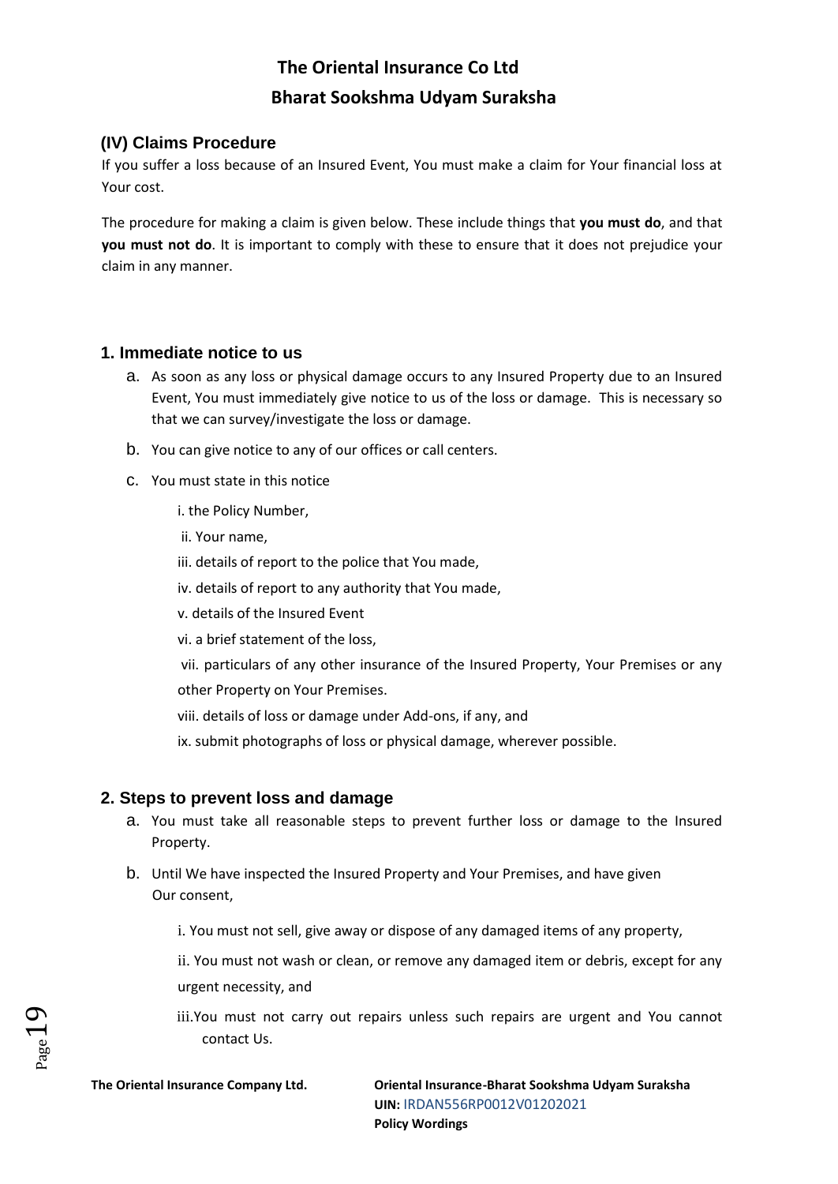## (IV) Claims Procedure

If you suffer a loss because of an Insured Event, You must make a claim for Your financial loss at Your cost.

The procedure for making a claim is given below. These include things that **you must do**, and that **you must not do**. It is important to comply with these to ensure that it does not prejudice your claim in any manner.

### 1. Immediate notice to us

a. As soon as any loss or physical damage occurs to any Insured Property due to an Insured Event, You must immediately give notice to us of the loss or damage. This is necessary so that we can survey/investigate the loss or damage.

b. You can give notice to any of our offices or call centers.

c. You must state in this notice

   i. the Policy Number,

   ii. Your name,

   iii. details of report to the police that You made,

   iv. details of report to any authority that You made,

   v. details of the Insured Event

   vi. a brief statement of the loss,

   vii. particulars of any other insurance of the Insured Property, Your Premises or any other Property on Your Premises.

   viii. details of loss or damage under Add-ons, if any, and

   ix. submit photographs of loss or physical damage, wherever possible.

### 2. Steps to prevent loss and damage

a. You must take all reasonable steps to prevent further loss or damage to the Insured Property.

b. Until We have inspected the Insured Property and Your Premises, and have given Our consent,

   i. You must not sell, give away or dispose of any damaged items of any property,

   ii. You must not wash or clean, or remove any damaged item or debris, except for any urgent necessity, and

   iii. You must not carry out repairs unless such repairs are urgent and You cannot contact Us.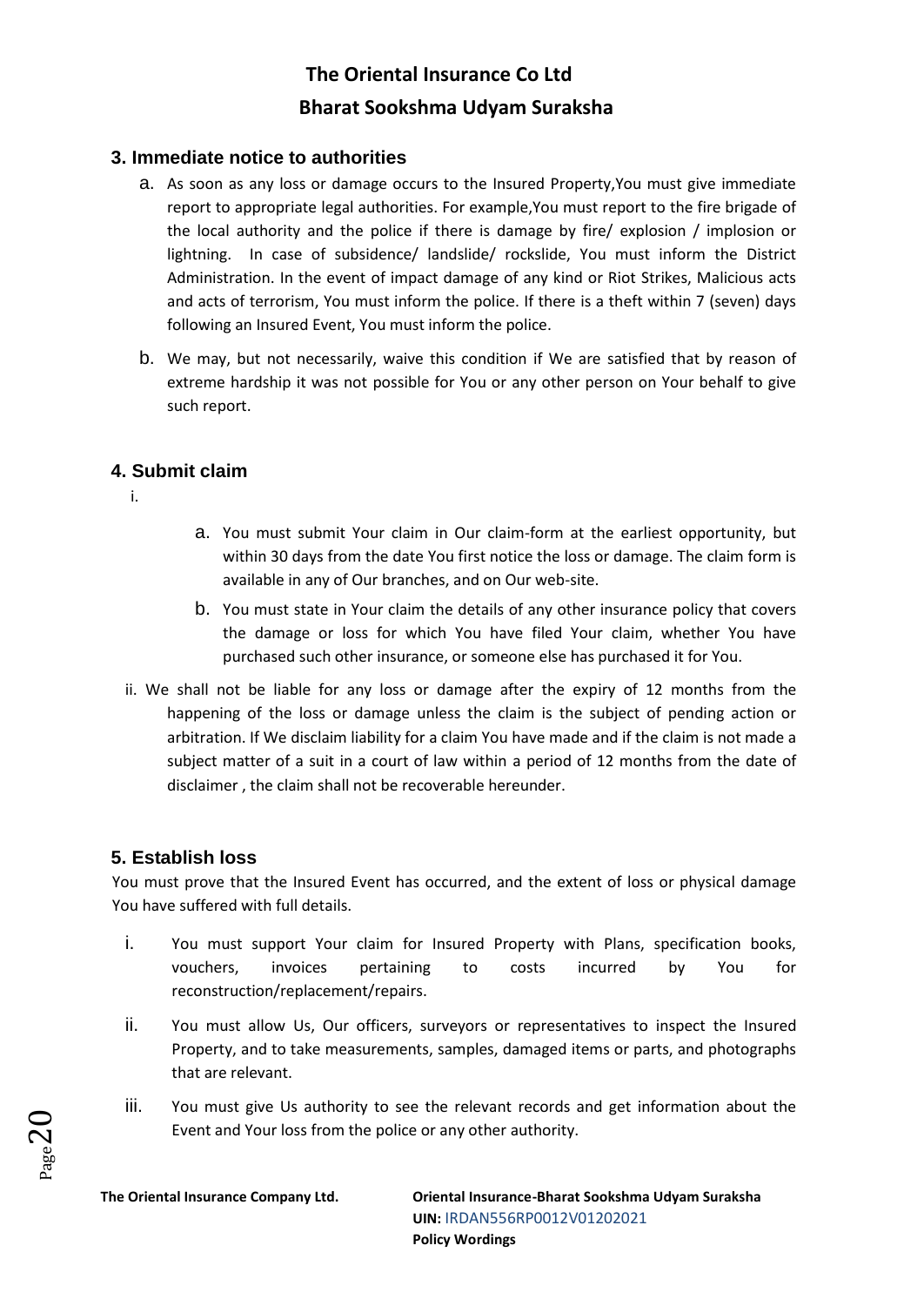## 3. Immediate notice to authorities

a. As soon as any loss or damage occurs to the Insured Property,You must give immediate report to appropriate legal authorities. For example,You must report to the fire brigade of the local authority and the police if there is damage by fire/ explosion / implosion or lightning. In case of subsidence/ landslide/ rockslide, You must inform the District Administration. In the event of impact damage of any kind or Riot Strikes, Malicious acts and acts of terrorism, You must inform the police. If there is a theft within 7 (seven) days following an Insured Event, You must inform the police.

b. We may, but not necessarily, waive this condition if We are satisfied that by reason of extreme hardship it was not possible for You or any other person on Your behalf to give such report.

## 4. Submit claim

i.

a. You must submit Your claim in Our claim-form at the earliest opportunity, but within 30 days from the date You first notice the loss or damage. The claim form is available in any of Our branches, and on Our web-site.

b. You must state in Your claim the details of any other insurance policy that covers the damage or loss for which You have filed Your claim, whether You have purchased such other insurance, or someone else has purchased it for You.

ii. We shall not be liable for any loss or damage after the expiry of 12 months from the happening of the loss or damage unless the claim is the subject of pending action or arbitration. If We disclaim liability for a claim You have made and if the claim is not made a subject matter of a suit in a court of law within a period of 12 months from the date of disclaimer , the claim shall not be recoverable hereunder.

## 5. Establish loss

You must prove that the Insured Event has occurred, and the extent of loss or physical damage You have suffered with full details.

i. You must support Your claim for Insured Property with Plans, specification books, vouchers, invoices pertaining to costs incurred by You for reconstruction/replacement/repairs.

ii. You must allow Us, Our officers, surveyors or representatives to inspect the Insured Property, and to take measurements, samples, damaged items or parts, and photographs that are relevant.

iii. You must give Us authority to see the relevant records and get information about the Event and Your loss from the police or any other authority.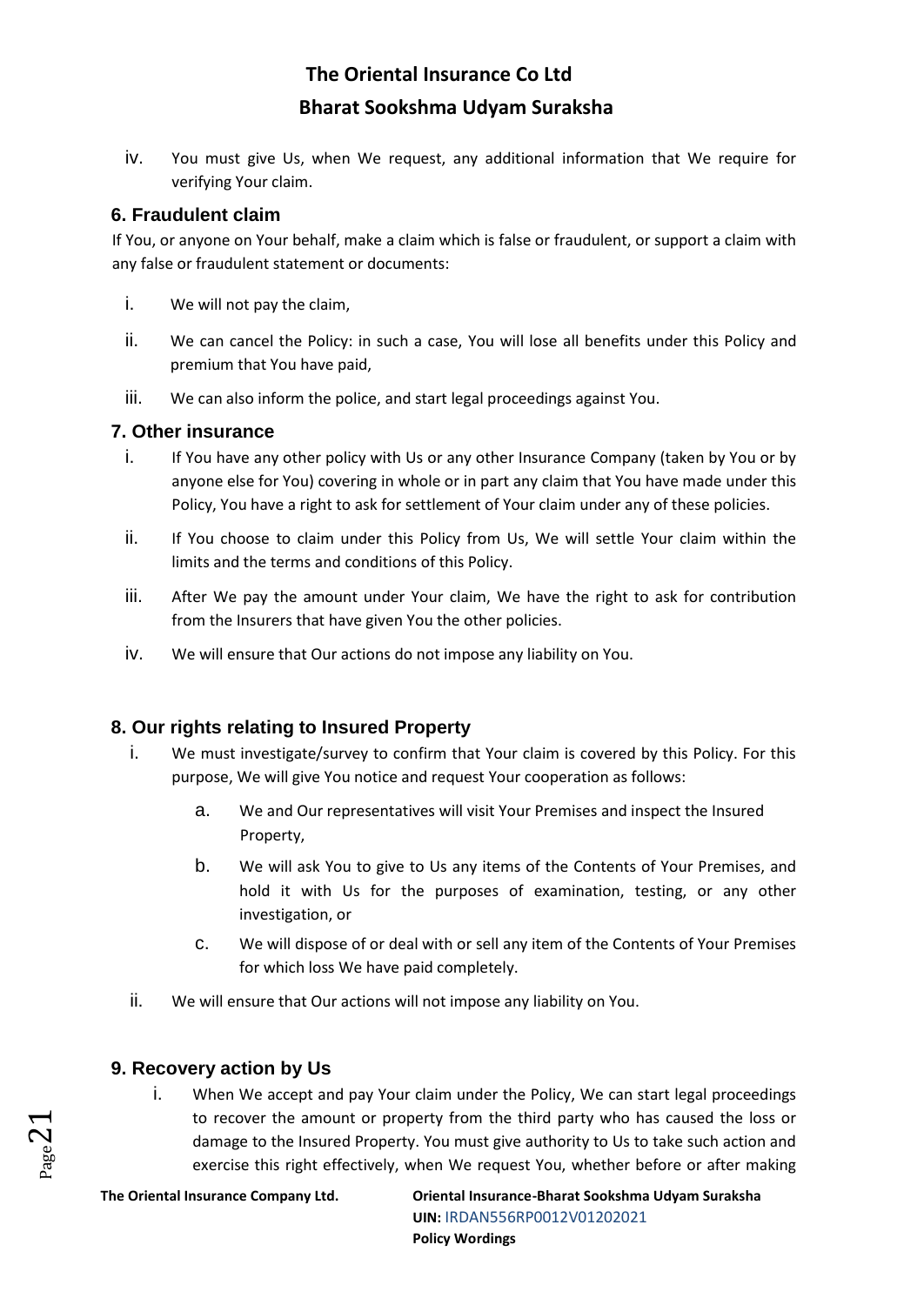iv. You must give Us, when We request, any additional information that We require for verifying Your claim.

### 6. Fraudulent claim

If You, or anyone on Your behalf, make a claim which is false or fraudulent, or support a claim with any false or fraudulent statement or documents:

i. We will not pay the claim,

ii. We can cancel the Policy: in such a case, You will lose all benefits under this Policy and premium that You have paid,

iii. We can also inform the police, and start legal proceedings against You.

### 7. Other insurance

i. If You have any other policy with Us or any other Insurance Company (taken by You or by anyone else for You) covering in whole or in part any claim that You have made under this Policy, You have a right to ask for settlement of Your claim under any of these policies.

ii. If You choose to claim under this Policy from Us, We will settle Your claim within the limits and the terms and conditions of this Policy.

iii. After We pay the amount under Your claim, We have the right to ask for contribution from the Insurers that have given You the other policies.

iv. We will ensure that Our actions do not impose any liability on You.

### 8. Our rights relating to Insured Property

i. We must investigate/survey to confirm that Your claim is covered by this Policy. For this purpose, We will give You notice and request Your cooperation as follows:

   a. We and Our representatives will visit Your Premises and inspect the Insured Property,

   b. We will ask You to give to Us any items of the Contents of Your Premises, and hold it with Us for the purposes of examination, testing, or any other investigation, or

   c. We will dispose of or deal with or sell any item of the Contents of Your Premises for which loss We have paid completely.

ii. We will ensure that Our actions will not impose any liability on You.

### 9. Recovery action by Us

i. When We accept and pay Your claim under the Policy, We can start legal proceedings to recover the amount or property from the third party who has caused the loss or damage to the Insured Property. You must give authority to Us to take such action and exercise this right effectively, when We request You, whether before or after making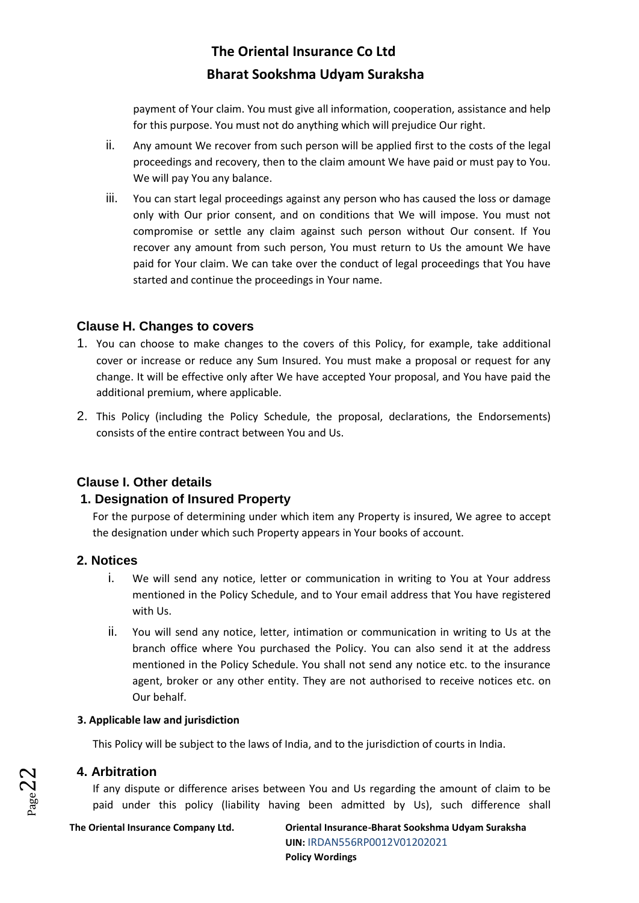payment of Your claim. You must give all information, cooperation, assistance and help for this purpose. You must not do anything which will prejudice Our right.

ii. Any amount We recover from such person will be applied first to the costs of the legal proceedings and recovery, then to the claim amount We have paid or must pay to You. We will pay You any balance.

iii. You can start legal proceedings against any person who has caused the loss or damage only with Our prior consent, and on conditions that We will impose. You must not compromise or settle any claim against such person without Our consent. If You recover any amount from such person, You must return to Us the amount We have paid for Your claim. We can take over the conduct of legal proceedings that You have started and continue the proceedings in Your name.

## Clause H. Changes to covers

1. You can choose to make changes to the covers of this Policy, for example, take additional cover or increase or reduce any Sum Insured. You must make a proposal or request for any change. It will be effective only after We have accepted Your proposal, and You have paid the additional premium, where applicable.
2. This Policy (including the Policy Schedule, the proposal, declarations, the Endorsements) consists of the entire contract between You and Us.

## Clause I. Other details

### 1. Designation of Insured Property

For the purpose of determining under which item any Property is insured, We agree to accept the designation under which such Property appears in Your books of account.

### 2. Notices

i. We will send any notice, letter or communication in writing to You at Your address mentioned in the Policy Schedule, and to Your email address that You have registered with Us.

ii. You will send any notice, letter, intimation or communication in writing to Us at the branch office where You purchased the Policy. You can also send it at the address mentioned in the Policy Schedule. You shall not send any notice etc. to the insurance agent, broker or any other entity. They are not authorised to receive notices etc. on Our behalf.

**3. Applicable law and jurisdiction**

This Policy will be subject to the laws of India, and to the jurisdiction of courts in India.

### 4. Arbitration

If any dispute or difference arises between You and Us regarding the amount of claim to be paid under this policy (liability having been admitted by Us), such difference shall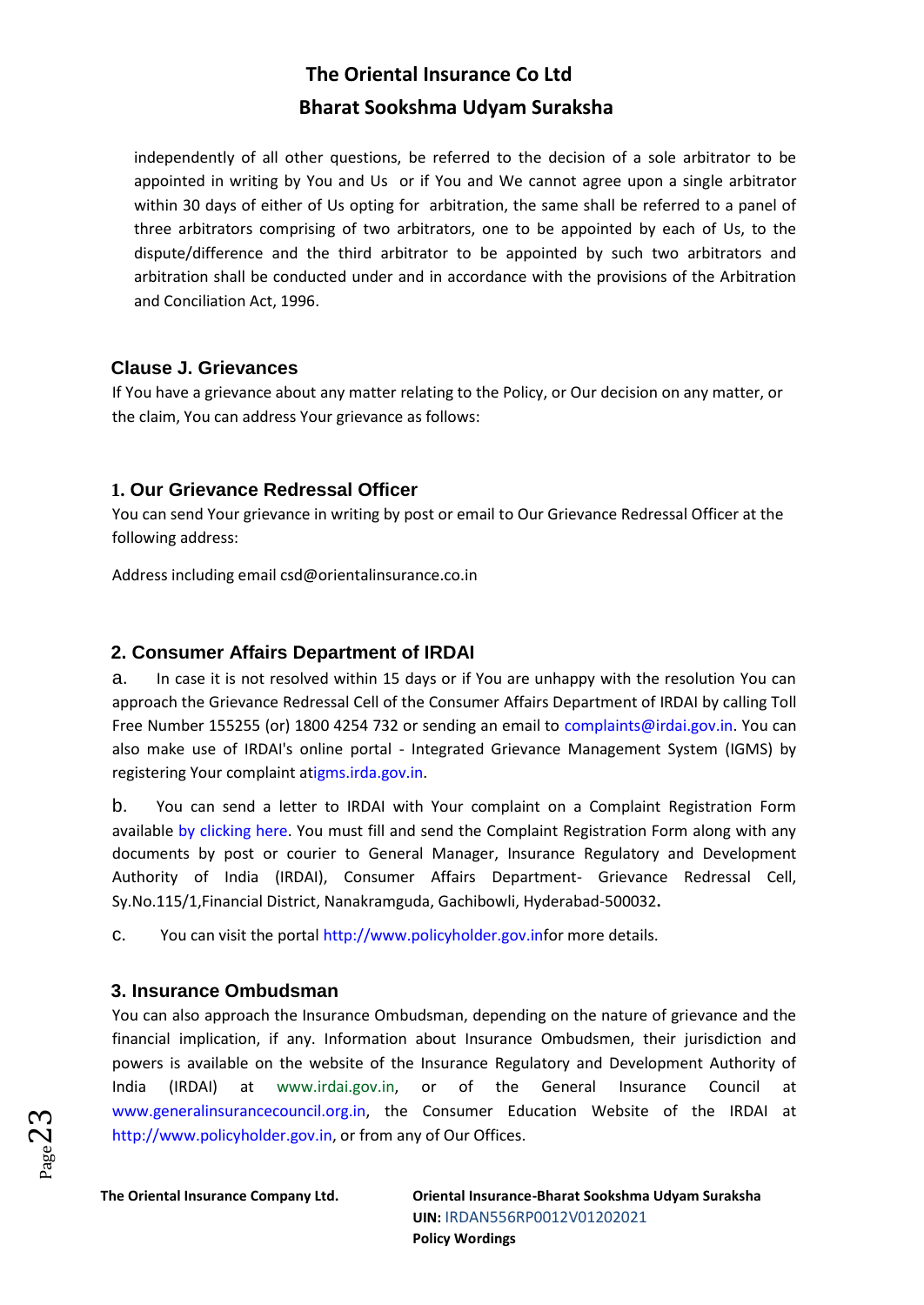independently of all other questions, be referred to the decision of a sole arbitrator to be appointed in writing by You and Us or if You and We cannot agree upon a single arbitrator within 30 days of either of Us opting for arbitration, the same shall be referred to a panel of three arbitrators comprising of two arbitrators, one to be appointed by each of Us, to the dispute/difference and the third arbitrator to be appointed by such two arbitrators and arbitration shall be conducted under and in accordance with the provisions of the Arbitration and Conciliation Act, 1996.

## Clause J. Grievances

If You have a grievance about any matter relating to the Policy, or Our decision on any matter, or the claim, You can address Your grievance as follows:

### 1. Our Grievance Redressal Officer

You can send Your grievance in writing by post or email to Our Grievance Redressal Officer at the following address:

Address including email csd@orientalinsurance.co.in

### 2. Consumer Affairs Department of IRDAI

a. In case it is not resolved within 15 days or if You are unhappy with the resolution You can approach the Grievance Redressal Cell of the Consumer Affairs Department of IRDAI by calling Toll Free Number 155255 (or) 1800 4254 732 or sending an email to complaints@irdai.gov.in. You can also make use of IRDAI's online portal - Integrated Grievance Management System (IGMS) by registering Your complaint atigms.irda.gov.in.

b. You can send a letter to IRDAI with Your complaint on a Complaint Registration Form available by clicking here. You must fill and send the Complaint Registration Form along with any documents by post or courier to General Manager, Insurance Regulatory and Development Authority of India (IRDAI), Consumer Affairs Department- Grievance Redressal Cell, Sy.No.115/1,Financial District, Nanakramguda, Gachibowli, Hyderabad-500032**.**

c. You can visit the portal http://www.policyholder.gov.infor more details.

### 3. Insurance Ombudsman

You can also approach the Insurance Ombudsman, depending on the nature of grievance and the financial implication, if any. Information about Insurance Ombudsmen, their jurisdiction and powers is available on the website of the Insurance Regulatory and Development Authority of India (IRDAI) at www.irdai.gov.in, or of the General Insurance Council at www.generalinsurancecouncil.org.in, the Consumer Education Website of the IRDAI at http://www.policyholder.gov.in, or from any of Our Offices.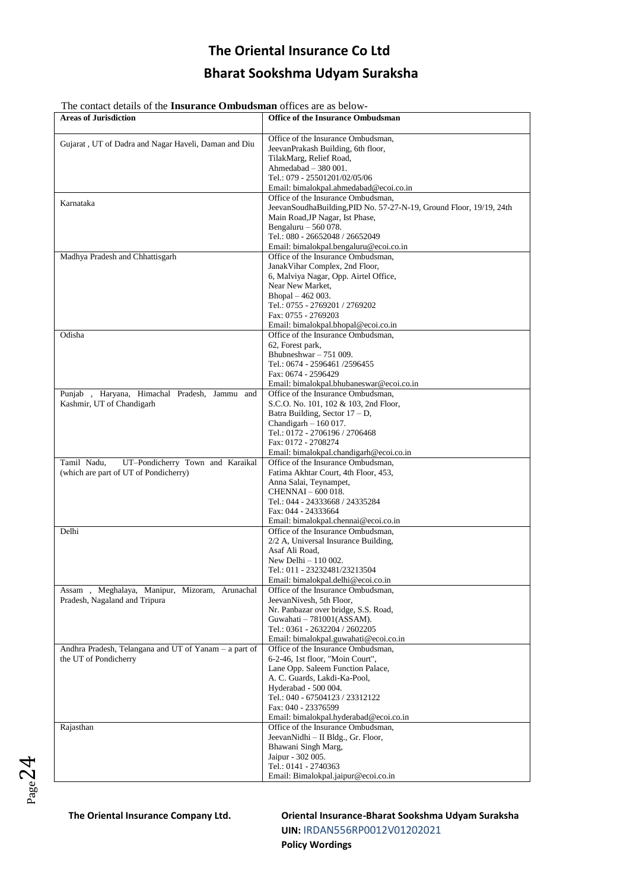The contact details of the **Insurance Ombudsman** offices are as below-

| Areas of Jurisdiction | Office of the Insurance Ombudsman |
|---|---|
| Gujarat , UT of Dadra and Nagar Haveli, Daman and Diu | Office of the Insurance Ombudsman,<br>JeevanPrakash Building, 6th floor,<br>TilakMarg, Relief Road,<br>Ahmedabad – 380 001.<br>Tel.: 079 - 25501201/02/05/06<br>Email: bimalokpal.ahmedabad@ecoi.co.in |
| Karnataka | Office of the Insurance Ombudsman,<br>JeevanSoudhaBuilding,PID No. 57-27-N-19, Ground Floor, 19/19, 24th Main Road,JP Nagar, Ist Phase,<br>Bengaluru – 560 078.<br>Tel.: 080 - 26652048 / 26652049<br>Email: bimalokpal.bengaluru@ecoi.co.in |
| Madhya Pradesh and Chhattisgarh | Office of the Insurance Ombudsman,<br>JanakVihar Complex, 2nd Floor,<br>6, Malviya Nagar, Opp. Airtel Office,<br>Near New Market,<br>Bhopal – 462 003.<br>Tel.: 0755 - 2769201 / 2769202<br>Fax: 0755 - 2769203<br>Email: bimalokpal.bhopal@ecoi.co.in |
| Odisha | Office of the Insurance Ombudsman,<br>62, Forest park,<br>Bhubneshwar – 751 009.<br>Tel.: 0674 - 2596461 /2596455<br>Fax: 0674 - 2596429<br>Email: bimalokpal.bhubaneswar@ecoi.co.in |
| Punjab , Haryana, Himachal Pradesh, Jammu and Kashmir, UT of Chandigarh | Office of the Insurance Ombudsman,<br>S.C.O. No. 101, 102 & 103, 2nd Floor,<br>Batra Building, Sector 17 – D,<br>Chandigarh – 160 017.<br>Tel.: 0172 - 2706196 / 2706468<br>Fax: 0172 - 2708274<br>Email: bimalokpal.chandigarh@ecoi.co.in |
| Tamil Nadu, UT–Pondicherry Town and Karaikal (which are part of UT of Pondicherry) | Office of the Insurance Ombudsman,<br>Fatima Akhtar Court, 4th Floor, 453,<br>Anna Salai, Teynampet,<br>CHENNAI – 600 018.<br>Tel.: 044 - 24333668 / 24335284<br>Fax: 044 - 24333664<br>Email: bimalokpal.chennai@ecoi.co.in |
| Delhi | Office of the Insurance Ombudsman,<br>2/2 A, Universal Insurance Building,<br>Asaf Ali Road,<br>New Delhi – 110 002.<br>Tel.: 011 - 23232481/23213504<br>Email: bimalokpal.delhi@ecoi.co.in |
| Assam , Meghalaya, Manipur, Mizoram, Arunachal Pradesh, Nagaland and Tripura | Office of the Insurance Ombudsman,<br>JeevanNivesh, 5th Floor,<br>Nr. Panbazar over bridge, S.S. Road,<br>Guwahati – 781001(ASSAM).<br>Tel.: 0361 - 2632204 / 2602205<br>Email: bimalokpal.guwahati@ecoi.co.in |
| Andhra Pradesh, Telangana and UT of Yanam – a part of the UT of Pondicherry | Office of the Insurance Ombudsman,<br>6-2-46, 1st floor, "Moin Court",<br>Lane Opp. Saleem Function Palace,<br>A. C. Guards, Lakdi-Ka-Pool,<br>Hyderabad - 500 004.<br>Tel.: 040 - 67504123 / 23312122<br>Fax: 040 - 23376599<br>Email: bimalokpal.hyderabad@ecoi.co.in |
| Rajasthan | Office of the Insurance Ombudsman,<br>JeevanNidhi – II Bldg., Gr. Floor,<br>Bhawani Singh Marg,<br>Jaipur - 302 005.<br>Tel.: 0141 - 2740363<br>Email: Bimalokpal.jaipur@ecoi.co.in |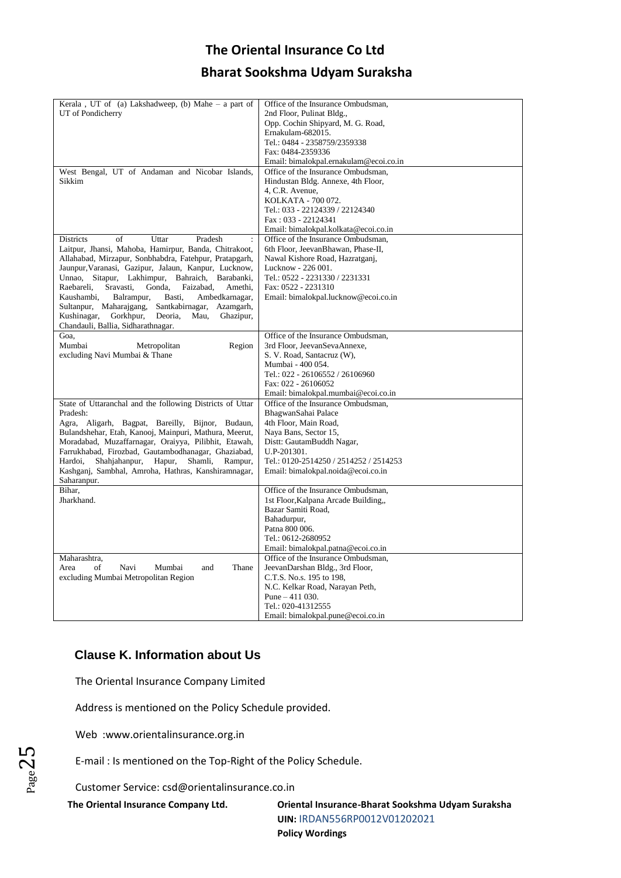| | |
|---|---|
| Kerala , UT of (a) Lakshadweep, (b) Mahe – a part of UT of Pondicherry | Office of the Insurance Ombudsman,<br>2nd Floor, Pulinat Bldg.,<br>Opp. Cochin Shipyard, M. G. Road,<br>Ernakulam-682015.<br>Tel.: 0484 - 2358759/2359338<br>Fax: 0484-2359336<br>Email: bimalokpal.ernakulam@ecoi.co.in |
| West Bengal, UT of Andaman and Nicobar Islands, Sikkim | Office of the Insurance Ombudsman,<br>Hindustan Bldg. Annexe, 4th Floor,<br>4, C.R. Avenue,<br>KOLKATA - 700 072.<br>Tel.: 033 - 22124339 / 22124340<br>Fax : 033 - 22124341<br>Email: bimalokpal.kolkata@ecoi.co.in |
| Districts of Uttar Pradesh : Laitpur, Jhansi, Mahoba, Hamirpur, Banda, Chitrakoot, Allahabad, Mirzapur, Sonbhabdra, Fatehpur, Pratapgarh, Jaunpur,Varanasi, Gazipur, Jalaun, Kanpur, Lucknow, Unnao, Sitapur, Lakhimpur, Bahraich, Barabanki, Raebareli, Sravasti, Gonda, Faizabad, Amethi, Kaushambi, Balrampur, Basti, Ambedkarnagar, Sultanpur, Maharajgang, Santkabirnagar, Azamgarh, Kushinagar, Gorkhpur, Deoria, Mau, Ghazipur, Chandauli, Ballia, Sidharathnagar. | Office of the Insurance Ombudsman,<br>6th Floor, JeevanBhawan, Phase-II,<br>Nawal Kishore Road, Hazratganj,<br>Lucknow - 226 001.<br>Tel.: 0522 - 2231330 / 2231331<br>Fax: 0522 - 2231310<br>Email: bimalokpal.lucknow@ecoi.co.in |
| Goa,<br>Mumbai Metropolitan Region excluding Navi Mumbai & Thane | Office of the Insurance Ombudsman,<br>3rd Floor, JeevanSevaAnnexe,<br>S. V. Road, Santacruz (W),<br>Mumbai - 400 054.<br>Tel.: 022 - 26106552 / 26106960<br>Fax: 022 - 26106052<br>Email: bimalokpal.mumbai@ecoi.co.in |
| State of Uttaranchal and the following Districts of Uttar Pradesh:<br>Agra, Aligarh, Bagpat, Bareilly, Bijnor, Budaun, Bulandshehar, Etah, Kanooj, Mainpuri, Mathura, Meerut, Moradabad, Muzaffarnagar, Oraiyya, Pilibhit, Etawah, Farrukhabad, Firozbad, Gautambodhanagar, Ghaziabad, Hardoi, Shahjahanpur, Hapur, Shamli, Rampur, Kashganj, Sambhal, Amroha, Hathras, Kanshiramnagar, Saharanpur. | Office of the Insurance Ombudsman,<br>BhagwanSahai Palace<br>4th Floor, Main Road,<br>Naya Bans, Sector 15,<br>Distt: GautamBuddh Nagar,<br>U.P-201301.<br>Tel.: 0120-2514250 / 2514252 / 2514253<br>Email: bimalokpal.noida@ecoi.co.in |
| Bihar,<br>Jharkhand. | Office of the Insurance Ombudsman,<br>1st Floor,Kalpana Arcade Building,,<br>Bazar Samiti Road,<br>Bahadurpur,<br>Patna 800 006.<br>Tel.: 0612-2680952<br>Email: bimalokpal.patna@ecoi.co.in |
| Maharashtra,<br>Area of Navi Mumbai and Thane excluding Mumbai Metropolitan Region | Office of the Insurance Ombudsman,<br>JeevanDarshan Bldg., 3rd Floor,<br>C.T.S. No.s. 195 to 198,<br>N.C. Kelkar Road, Narayan Peth,<br>Pune – 411 030.<br>Tel.: 020-41312555<br>Email: bimalokpal.pune@ecoi.co.in |

## Clause K. Information about Us

The Oriental Insurance Company Limited

Address is mentioned on the Policy Schedule provided.

Web :www.orientalinsurance.org.in

E-mail : Is mentioned on the Top-Right of the Policy Schedule.

Customer Service: csd@orientalinsurance.co.in